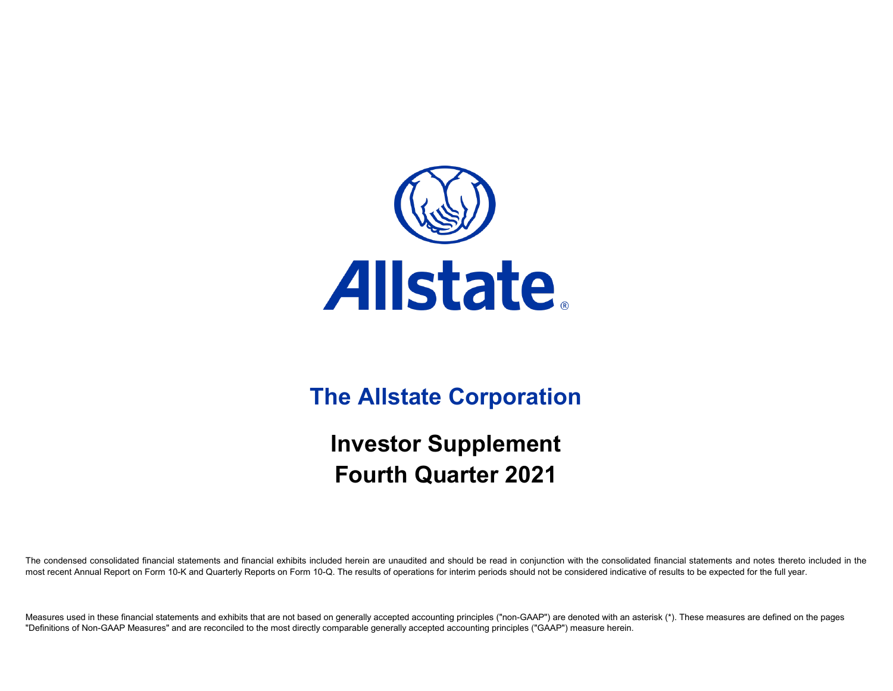# The Allstate Corporation

## Investor Supplement
## Fourth Quarter 2021

The condensed consolidated financial statements and financial exhibits included herein are unaudited and should be read in conjunction with the consolidated financial statements and notes thereto included in the most recent Annual Report on Form 10-K and Quarterly Reports on Form 10-Q. The results of operations for interim periods should not be considered indicative of results to be expected for the full year.

Measures used in these financial statements and exhibits that are not based on generally accepted accounting principles ("non-GAAP") are denoted with an asterisk (*). These measures are defined on the pages "Definitions of Non-GAAP Measures" and are reconciled to the most directly comparable generally accepted accounting principles ("GAAP") measure herein.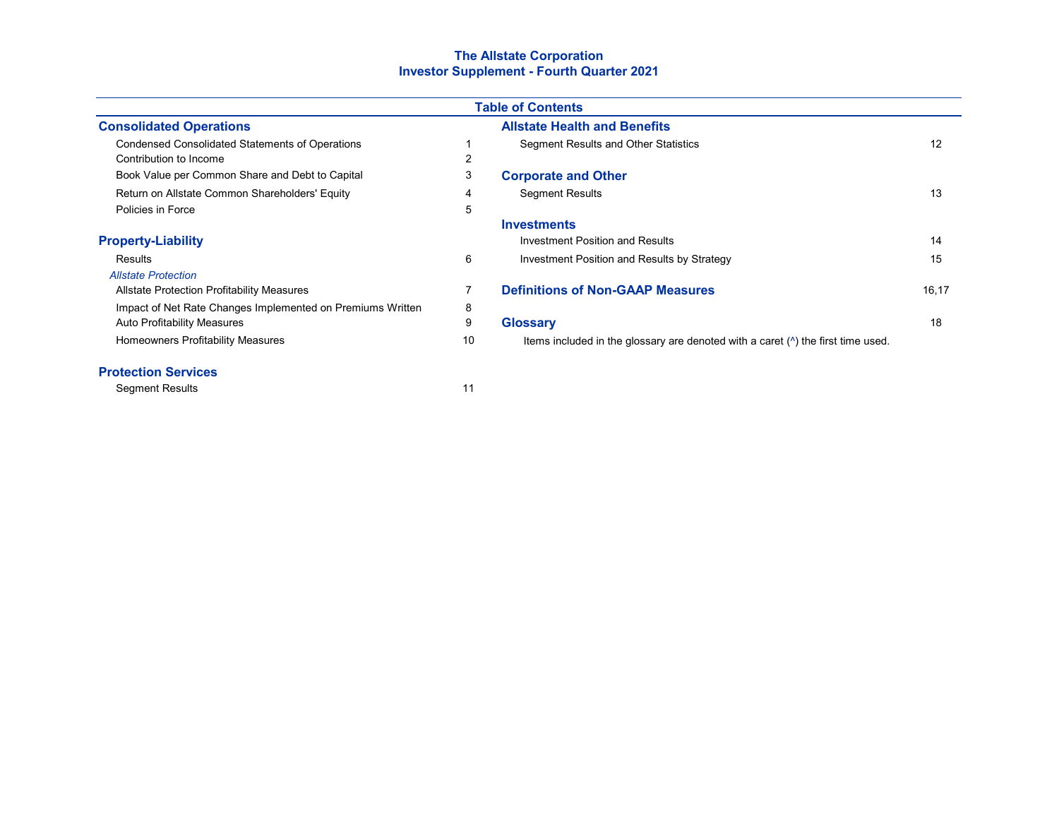# The Allstate Corporation
## Investor Supplement - Fourth Quarter 2021

### Table of Contents

| | |
|---|---|
| **Consolidated Operations** | |
| Condensed Consolidated Statements of Operations | 1 |
| Contribution to Income | 2 |
| Book Value per Common Share and Debt to Capital | 3 |
| Return on Allstate Common Shareholders' Equity | 4 |
| Policies in Force | 5 |
| **Property-Liability** | |
| Results | 6 |
| *Allstate Protection* | |
| Allstate Protection Profitability Measures | 7 |
| Impact of Net Rate Changes Implemented on Premiums Written | 8 |
| Auto Profitability Measures | 9 |
| Homeowners Profitability Measures | 10 |
| **Protection Services** | |
| Segment Results | 11 |
| **Allstate Health and Benefits** | |
| Segment Results and Other Statistics | 12 |
| **Corporate and Other** | |
| Segment Results | 13 |
| **Investments** | |
| Investment Position and Results | 14 |
| Investment Position and Results by Strategy | 15 |
| **Definitions of Non-GAAP Measures** | 16,17 |
| **Glossary** | 18 |

Items included in the glossary are denoted with a caret (^) the first time used.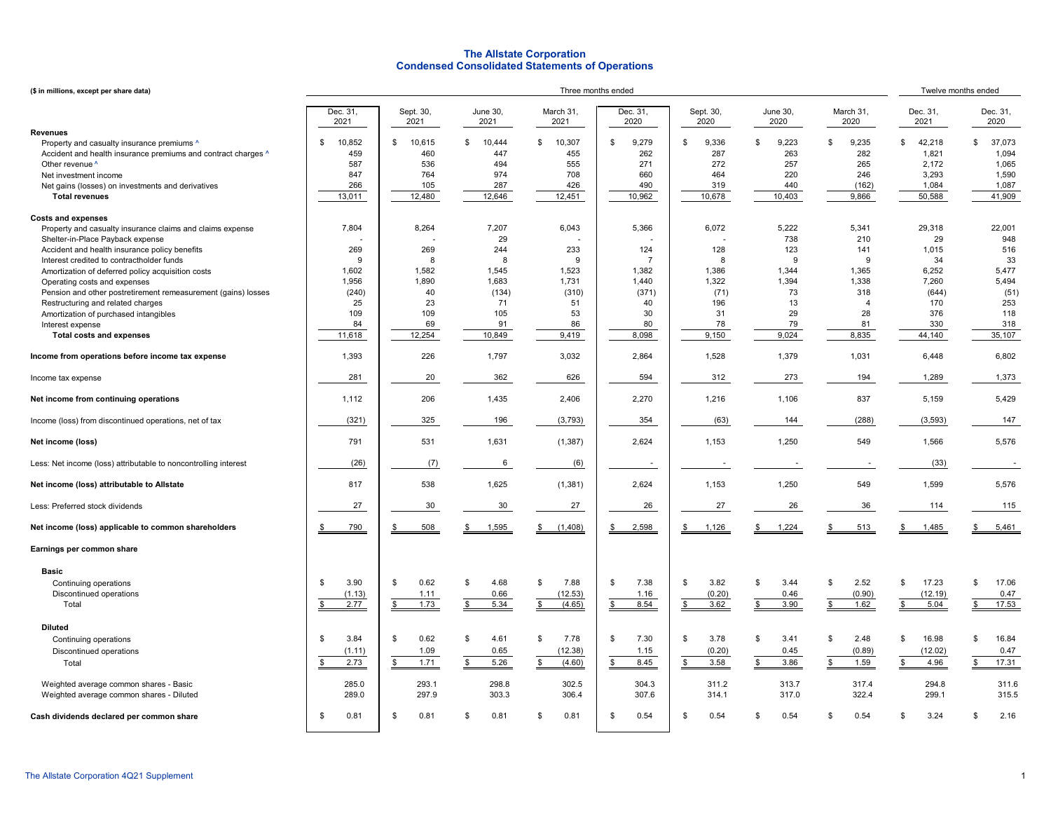# The Allstate Corporation
## Condensed Consolidated Statements of Operations

**($ in millions, except per share data)**

| | Three months ended | | | | | | | | Twelve months ended | |
|---|---|---|---|---|---|---|---|---|---|---|
| | Dec. 31, 2021 | Sept. 30, 2021 | June 30, 2021 | March 31, 2021 | Dec. 31, 2020 | Sept. 30, 2020 | June 30, 2020 | March 31, 2020 | Dec. 31, 2021 | Dec. 31, 2020 |
| **Revenues** | | | | | | | | | | |
| Property and casualty insurance premiums ^ | $ 10,852 | $ 10,615 | $ 10,444 | $ 10,307 | $ 9,279 | $ 9,336 | $ 9,223 | $ 9,235 | $ 42,218 | $ 37,073 |
| Accident and health insurance premiums and contract charges ^ | 459 | 460 | 447 | 455 | 262 | 287 | 263 | 282 | 1,821 | 1,094 |
| Other revenue ^ | 587 | 536 | 494 | 555 | 271 | 272 | 257 | 265 | 2,172 | 1,065 |
| Net investment income | 847 | 764 | 974 | 708 | 660 | 464 | 220 | 246 | 3,293 | 1,590 |
| Net gains (losses) on investments and derivatives | 266 | 105 | 287 | 426 | 490 | 319 | 440 | (162) | 1,084 | 1,087 |
| **Total revenues** | 13,011 | 12,480 | 12,646 | 12,451 | 10,962 | 10,678 | 10,403 | 9,866 | 50,588 | 41,909 |
| **Costs and expenses** | | | | | | | | | | |
| Property and casualty insurance claims and claims expense | 7,804 | 8,264 | 7,207 | 6,043 | 5,366 | 6,072 | 5,222 | 5,341 | 29,318 | 22,001 |
| Shelter-in-Place Payback expense | - | - | 29 | - | - | - | 738 | 210 | 29 | 948 |
| Accident and health insurance policy benefits | 269 | 269 | 244 | 233 | 124 | 128 | 123 | 141 | 1,015 | 516 |
| Interest credited to contractholder funds | 9 | 8 | 8 | 9 | 7 | 8 | 9 | 9 | 34 | 33 |
| Amortization of deferred policy acquisition costs | 1,602 | 1,582 | 1,545 | 1,523 | 1,382 | 1,386 | 1,344 | 1,365 | 6,252 | 5,477 |
| Operating costs and expenses | 1,956 | 1,890 | 1,683 | 1,731 | 1,440 | 1,322 | 1,394 | 1,338 | 7,260 | 5,494 |
| Pension and other postretirement remeasurement (gains) losses | (240) | 40 | (134) | (310) | (371) | (71) | 73 | 318 | (644) | (51) |
| Restructuring and related charges | 25 | 23 | 71 | 51 | 40 | 196 | 13 | 4 | 170 | 253 |
| Amortization of purchased intangibles | 109 | 109 | 105 | 53 | 30 | 31 | 29 | 28 | 376 | 118 |
| Interest expense | 84 | 69 | 91 | 86 | 80 | 78 | 79 | 81 | 330 | 318 |
| **Total costs and expenses** | 11,618 | 12,254 | 10,849 | 9,419 | 8,098 | 9,150 | 9,024 | 8,835 | 44,140 | 35,107 |
| **Income from operations before income tax expense** | 1,393 | 226 | 1,797 | 3,032 | 2,864 | 1,528 | 1,379 | 1,031 | 6,448 | 6,802 |
| Income tax expense | 281 | 20 | 362 | 626 | 594 | 312 | 273 | 194 | 1,289 | 1,373 |
| **Net income from continuing operations** | 1,112 | 206 | 1,435 | 2,406 | 2,270 | 1,216 | 1,106 | 837 | 5,159 | 5,429 |
| Income (loss) from discontinued operations, net of tax | (321) | 325 | 196 | (3,793) | 354 | (63) | 144 | (288) | (3,593) | 147 |
| **Net income (loss)** | 791 | 531 | 1,631 | (1,387) | 2,624 | 1,153 | 1,250 | 549 | 1,566 | 5,576 |
| Less: Net income (loss) attributable to noncontrolling interest | (26) | (7) | 6 | (6) | - | - | - | - | (33) | - |
| **Net income (loss) attributable to Allstate** | 817 | 538 | 1,625 | (1,381) | 2,624 | 1,153 | 1,250 | 549 | 1,599 | 5,576 |
| Less: Preferred stock dividends | 27 | 30 | 30 | 27 | 26 | 27 | 26 | 36 | 114 | 115 |
| **Net income (loss) applicable to common shareholders** | $ 790 | $ 508 | $ 1,595 | $ (1,408) | $ 2,598 | $ 1,126 | $ 1,224 | $ 513 | $ 1,485 | $ 5,461 |
| **Earnings per common share** | | | | | | | | | | |
| **Basic** | | | | | | | | | | |
| Continuing operations | $ 3.90 | $ 0.62 | $ 4.68 | $ 7.88 | $ 7.38 | $ 3.82 | $ 3.44 | $ 2.52 | $ 17.23 | $ 17.06 |
| Discontinued operations | (1.13) | 1.11 | 0.66 | (12.53) | 1.16 | (0.20) | 0.46 | (0.90) | (12.19) | 0.47 |
| Total | $ 2.77 | $ 1.73 | $ 5.34 | $ (4.65) | $ 8.54 | $ 3.62 | $ 3.90 | $ 1.62 | $ 5.04 | $ 17.53 |
| **Diluted** | | | | | | | | | | |
| Continuing operations | $ 3.84 | $ 0.62 | $ 4.61 | $ 7.78 | $ 7.30 | $ 3.78 | $ 3.41 | $ 2.48 | $ 16.98 | $ 16.84 |
| Discontinued operations | (1.11) | 1.09 | 0.65 | (12.38) | 1.15 | (0.20) | 0.45 | (0.89) | (12.02) | 0.47 |
| Total | $ 2.73 | $ 1.71 | $ 5.26 | $ (4.60) | $ 8.45 | $ 3.58 | $ 3.86 | $ 1.59 | $ 4.96 | $ 17.31 |
| Weighted average common shares - Basic | 285.0 | 293.1 | 298.8 | 302.5 | 304.3 | 311.2 | 313.7 | 317.4 | 294.8 | 311.6 |
| Weighted average common shares - Diluted | 289.0 | 297.9 | 303.3 | 306.4 | 307.6 | 314.1 | 317.0 | 322.4 | 299.1 | 315.5 |
| **Cash dividends declared per common share** | $ 0.81 | $ 0.81 | $ 0.81 | $ 0.81 | $ 0.54 | $ 0.54 | $ 0.54 | $ 0.54 | $ 3.24 | $ 2.16 |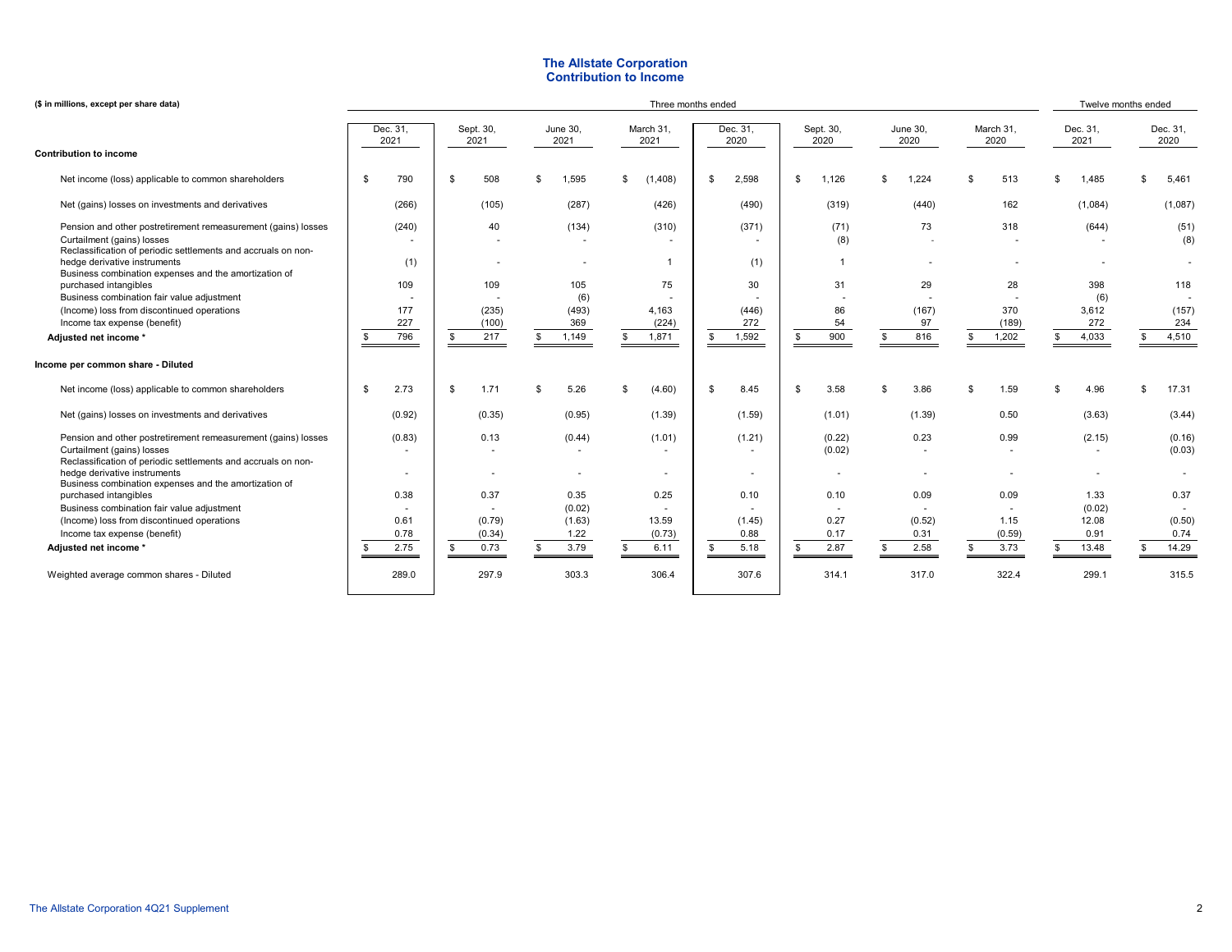# The Allstate Corporation
## Contribution to Income

($ in millions, except per share data)

| | Three months ended | | | | | | | | Twelve months ended | |
|---|---|---|---|---|---|---|---|---|---|---|
| | Dec. 31, 2021 | Sept. 30, 2021 | June 30, 2021 | March 31, 2021 | Dec. 31, 2020 | Sept. 30, 2020 | June 30, 2020 | March 31, 2020 | Dec. 31, 2021 | Dec. 31, 2020 |
| **Contribution to income** | | | | | | | | | | |
| Net income (loss) applicable to common shareholders | $ 790 | $ 508 | $ 1,595 | $ (1,408) | $ 2,598 | $ 1,126 | $ 1,224 | $ 513 | $ 1,485 | $ 5,461 |
| Net (gains) losses on investments and derivatives | (266) | (105) | (287) | (426) | (490) | (319) | (440) | 162 | (1,084) | (1,087) |
| Pension and other postretirement remeasurement (gains) losses | (240) | 40 | (134) | (310) | (371) | (71) | 73 | 318 | (644) | (51) |
| Curtailment (gains) losses | - | - | - | - | - | (8) | - | - | - | (8) |
| Reclassification of periodic settlements and accruals on non-hedge derivative instruments | (1) | - | - | 1 | (1) | 1 | - | - | - | - |
| Business combination expenses and the amortization of purchased intangibles | 109 | 109 | 105 | 75 | 30 | 31 | 29 | 28 | 398 | 118 |
| Business combination fair value adjustment | - | - | (6) | - | - | - | - | - | (6) | - |
| (Income) loss from discontinued operations | 177 | (235) | (493) | 4,163 | (446) | 86 | (167) | 370 | 3,612 | (157) |
| Income tax expense (benefit) | 227 | (100) | 369 | (224) | 272 | 54 | 97 | (189) | 272 | 234 |
| **Adjusted net income** * | $ 796 | $ 217 | $ 1,149 | $ 1,871 | $ 1,592 | $ 900 | $ 816 | $ 1,202 | $ 4,033 | $ 4,510 |
| **Income per common share - Diluted** | | | | | | | | | | |
| Net income (loss) applicable to common shareholders | $ 2.73 | $ 1.71 | $ 5.26 | $ (4.60) | $ 8.45 | $ 3.58 | $ 3.86 | $ 1.59 | $ 4.96 | $ 17.31 |
| Net (gains) losses on investments and derivatives | (0.92) | (0.35) | (0.95) | (1.39) | (1.59) | (1.01) | (1.39) | 0.50 | (3.63) | (3.44) |
| Pension and other postretirement remeasurement (gains) losses | (0.83) | 0.13 | (0.44) | (1.01) | (1.21) | (0.22) | 0.23 | 0.99 | (2.15) | (0.16) |
| Curtailment (gains) losses | - | - | - | - | - | (0.02) | - | - | - | (0.03) |
| Reclassification of periodic settlements and accruals on non-hedge derivative instruments | - | - | - | - | - | - | - | - | - | - |
| Business combination expenses and the amortization of purchased intangibles | 0.38 | 0.37 | 0.35 | 0.25 | 0.10 | 0.10 | 0.09 | 0.09 | 1.33 | 0.37 |
| Business combination fair value adjustment | - | - | (0.02) | - | - | - | - | - | (0.02) | - |
| (Income) loss from discontinued operations | 0.61 | (0.79) | (1.63) | 13.59 | (1.45) | 0.27 | (0.52) | 1.15 | 12.08 | (0.50) |
| Income tax expense (benefit) | 0.78 | (0.34) | 1.22 | (0.73) | 0.88 | 0.17 | 0.31 | (0.59) | 0.91 | 0.74 |
| **Adjusted net income** * | $ 2.75 | $ 0.73 | $ 3.79 | $ 6.11 | $ 5.18 | $ 2.87 | $ 2.58 | $ 3.73 | $ 13.48 | $ 14.29 |
| Weighted average common shares - Diluted | 289.0 | 297.9 | 303.3 | 306.4 | 307.6 | 314.1 | 317.0 | 322.4 | 299.1 | 315.5 |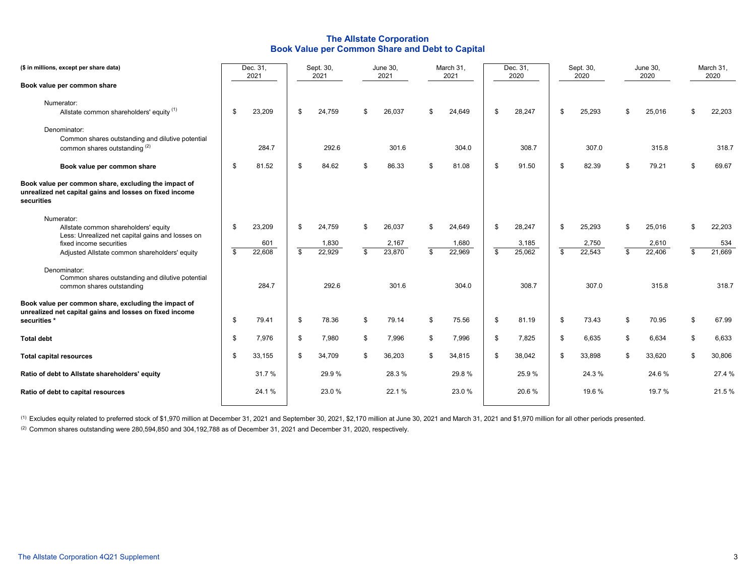# The Allstate Corporation
## Book Value per Common Share and Debt to Capital

| ($ in millions, except per share data) | Dec. 31, 2021 | Sept. 30, 2021 | June 30, 2021 | March 31, 2021 | Dec. 31, 2020 | Sept. 30, 2020 | June 30, 2020 | March 31, 2020 |
|---|---|---|---|---|---|---|---|---|
| **Book value per common share** | | | | | | | | |
| Numerator: | | | | | | | | |
| Allstate common shareholders' equity [1] | $ 23,209 | $ 24,759 | $ 26,037 | $ 24,649 | $ 28,247 | $ 25,293 | $ 25,016 | $ 22,203 |
| Denominator: | | | | | | | | |
| Common shares outstanding and dilutive potential common shares outstanding [2] | 284.7 | 292.6 | 301.6 | 304.0 | 308.7 | 307.0 | 315.8 | 318.7 |
| **Book value per common share** | $ 81.52 | $ 84.62 | $ 86.33 | $ 81.08 | $ 91.50 | $ 82.39 | $ 79.21 | $ 69.67 |
| **Book value per common share, excluding the impact of unrealized net capital gains and losses on fixed income securities** | | | | | | | | |
| Numerator: | | | | | | | | |
| Allstate common shareholders' equity | $ 23,209 | $ 24,759 | $ 26,037 | $ 24,649 | $ 28,247 | $ 25,293 | $ 25,016 | $ 22,203 |
| Less: Unrealized net capital gains and losses on fixed income securities | 601 | 1,830 | 2,167 | 1,680 | 3,185 | 2,750 | 2,610 | 534 |
| Adjusted Allstate common shareholders' equity | $ 22,608 | $ 22,929 | $ 23,870 | $ 22,969 | $ 25,062 | $ 22,543 | $ 22,406 | $ 21,669 |
| Denominator: | | | | | | | | |
| Common shares outstanding and dilutive potential common shares outstanding | 284.7 | 292.6 | 301.6 | 304.0 | 308.7 | 307.0 | 315.8 | 318.7 |
| **Book value per common share, excluding the impact of unrealized net capital gains and losses on fixed income securities *** | $ 79.41 | $ 78.36 | $ 79.14 | $ 75.56 | $ 81.19 | $ 73.43 | $ 70.95 | $ 67.99 |
| **Total debt** | $ 7,976 | $ 7,980 | $ 7,996 | $ 7,996 | $ 7,825 | $ 6,635 | $ 6,634 | $ 6,633 |
| **Total capital resources** | $ 33,155 | $ 34,709 | $ 36,203 | $ 34,815 | $ 38,042 | $ 33,898 | $ 33,620 | $ 30,806 |
| **Ratio of debt to Allstate shareholders' equity** | 31.7 % | 29.9 % | 28.3 % | 29.8 % | 25.9 % | 24.3 % | 24.6 % | 27.4 % |
| **Ratio of debt to capital resources** | 24.1 % | 23.0 % | 22.1 % | 23.0 % | 20.6 % | 19.6 % | 19.7 % | 21.5 % |

[1] Excludes equity related to preferred stock of $1,970 million at December 31, 2021 and September 30, 2021, $2,170 million at June 30, 2021 and March 31, 2021 and $1,970 million for all other periods presented.

[2] Common shares outstanding were 280,594,850 and 304,192,788 as of December 31, 2021 and December 31, 2020, respectively.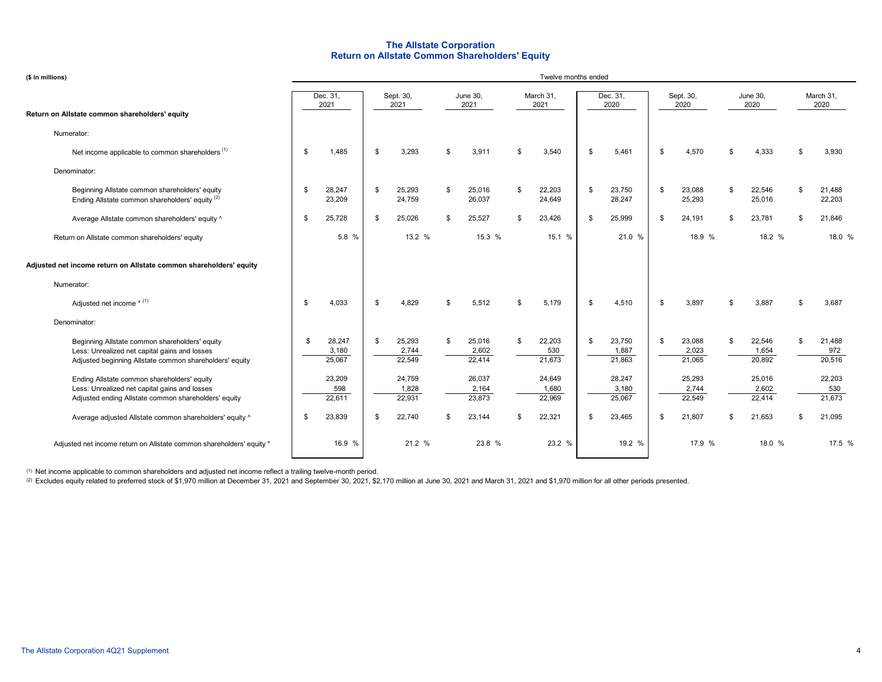# The Allstate Corporation
## Return on Allstate Common Shareholders' Equity

($ in millions)

| | Twelve months ended | | | | | | | |
|---|---|---|---|---|---|---|---|---|
| | Dec. 31, 2021 | Sept. 30, 2021 | June 30, 2021 | March 31, 2021 | Dec. 31, 2020 | Sept. 30, 2020 | June 30, 2020 | March 31, 2020 |
| **Return on Allstate common shareholders' equity** | | | | | | | | |
| Numerator: | | | | | | | | |
| Net income applicable to common shareholders [(1)] | $ 1,485 | $ 3,293 | $ 3,911 | $ 3,540 | $ 5,461 | $ 4,570 | $ 4,333 | $ 3,930 |
| Denominator: | | | | | | | | |
| Beginning Allstate common shareholders' equity | $ 28,247 | $ 25,293 | $ 25,016 | $ 22,203 | $ 23,750 | $ 23,088 | $ 22,546 | $ 21,488 |
| Ending Allstate common shareholders' equity [(2)] | 23,209 | 24,759 | 26,037 | 24,649 | 28,247 | 25,293 | 25,016 | 22,203 |
| Average Allstate common shareholders' equity ^ | $ 25,728 | $ 25,026 | $ 25,527 | $ 23,426 | $ 25,999 | $ 24,191 | $ 23,781 | $ 21,846 |
| Return on Allstate common shareholders' equity | 5.8 % | 13.2 % | 15.3 % | 15.1 % | 21.0 % | 18.9 % | 18.2 % | 18.0 % |
| **Adjusted net income return on Allstate common shareholders' equity** | | | | | | | | |
| Numerator: | | | | | | | | |
| Adjusted net income * [(1)] | $ 4,033 | $ 4,829 | $ 5,512 | $ 5,179 | $ 4,510 | $ 3,897 | $ 3,887 | $ 3,687 |
| Denominator: | | | | | | | | |
| Beginning Allstate common shareholders' equity | $ 28,247 | $ 25,293 | $ 25,016 | $ 22,203 | $ 23,750 | $ 23,088 | $ 22,546 | $ 21,488 |
| Less: Unrealized net capital gains and losses | 3,180 | 2,744 | 2,602 | 530 | 1,887 | 2,023 | 1,654 | 972 |
| Adjusted beginning Allstate common shareholders' equity | 25,067 | 22,549 | 22,414 | 21,673 | 21,863 | 21,065 | 20,892 | 20,516 |
| Ending Allstate common shareholders' equity | 23,209 | 24,759 | 26,037 | 24,649 | 28,247 | 25,293 | 25,016 | 22,203 |
| Less: Unrealized net capital gains and losses | 598 | 1,828 | 2,164 | 1,680 | 3,180 | 2,744 | 2,602 | 530 |
| Adjusted ending Allstate common shareholders' equity | 22,611 | 22,931 | 23,873 | 22,969 | 25,067 | 22,549 | 22,414 | 21,673 |
| Average adjusted Allstate common shareholders' equity ^ | $ 23,839 | $ 22,740 | $ 23,144 | $ 22,321 | $ 23,465 | $ 21,807 | $ 21,653 | $ 21,095 |
| Adjusted net income return on Allstate common shareholders' equity * | 16.9 % | 21.2 % | 23.8 % | 23.2 % | 19.2 % | 17.9 % | 18.0 % | 17.5 % |

(1) Net income applicable to common shareholders and adjusted net income reflect a trailing twelve-month period.

(2) Excludes equity related to preferred stock of $1,970 million at December 31, 2021 and September 30, 2021, $2,170 million at June 30, 2021 and March 31, 2021 and $1,970 million for all other periods presented.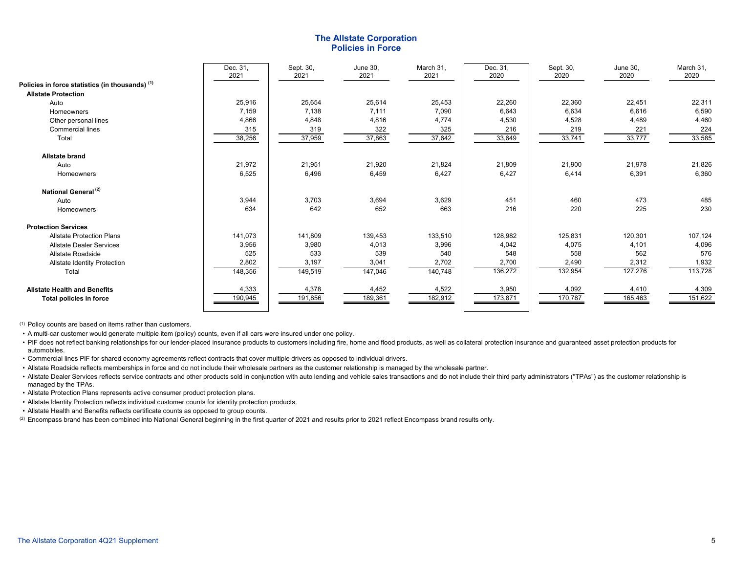# The Allstate Corporation
## Policies in Force

| | Dec. 31, 2021 | Sept. 30, 2021 | June 30, 2021 | March 31, 2021 | Dec. 31, 2020 | Sept. 30, 2020 | June 30, 2020 | March 31, 2020 |
|---|---|---|---|---|---|---|---|---|
| **Policies in force statistics (in thousands)** (1) | | | | | | | | |
| **Allstate Protection** | | | | | | | | |
| Auto | 25,916 | 25,654 | 25,614 | 25,453 | 22,260 | 22,360 | 22,451 | 22,311 |
| Homeowners | 7,159 | 7,138 | 7,111 | 7,090 | 6,643 | 6,634 | 6,616 | 6,590 |
| Other personal lines | 4,866 | 4,848 | 4,816 | 4,774 | 4,530 | 4,528 | 4,489 | 4,460 |
| Commercial lines | 315 | 319 | 322 | 325 | 216 | 219 | 221 | 224 |
| Total | 38,256 | 37,959 | 37,863 | 37,642 | 33,649 | 33,741 | 33,777 | 33,585 |
| **Allstate brand** | | | | | | | | |
| Auto | 21,972 | 21,951 | 21,920 | 21,824 | 21,809 | 21,900 | 21,978 | 21,826 |
| Homeowners | 6,525 | 6,496 | 6,459 | 6,427 | 6,427 | 6,414 | 6,391 | 6,360 |
| **National General** (2) | | | | | | | | |
| Auto | 3,944 | 3,703 | 3,694 | 3,629 | 451 | 460 | 473 | 485 |
| Homeowners | 634 | 642 | 652 | 663 | 216 | 220 | 225 | 230 |
| **Protection Services** | | | | | | | | |
| Allstate Protection Plans | 141,073 | 141,809 | 139,453 | 133,510 | 128,982 | 125,831 | 120,301 | 107,124 |
| Allstate Dealer Services | 3,956 | 3,980 | 4,013 | 3,996 | 4,042 | 4,075 | 4,101 | 4,096 |
| Allstate Roadside | 525 | 533 | 539 | 540 | 548 | 558 | 562 | 576 |
| Allstate Identity Protection | 2,802 | 3,197 | 3,041 | 2,702 | 2,700 | 2,490 | 2,312 | 1,932 |
| Total | 148,356 | 149,519 | 147,046 | 140,748 | 136,272 | 132,954 | 127,276 | 113,728 |
| **Allstate Health and Benefits** | 4,333 | 4,378 | 4,452 | 4,522 | 3,950 | 4,092 | 4,410 | 4,309 |
| **Total policies in force** | 190,945 | 191,856 | 189,361 | 182,912 | 173,871 | 170,787 | 165,463 | 151,622 |

(1) Policy counts are based on items rather than customers.

- A multi-car customer would generate multiple item (policy) counts, even if all cars were insured under one policy.
- PIF does not reflect banking relationships for our lender-placed insurance products to customers including fire, home and flood products, as well as collateral protection insurance and guaranteed asset protection products for automobiles.
- Commercial lines PIF for shared economy agreements reflect contracts that cover multiple drivers as opposed to individual drivers.
- Allstate Roadside reflects memberships in force and do not include their wholesale partners as the customer relationship is managed by the wholesale partner.
- Allstate Dealer Services reflects service contracts and other products sold in conjunction with auto lending and vehicle sales transactions and do not include their third party administrators ("TPAs") as the customer relationship is managed by the TPAs.
- Allstate Protection Plans represents active consumer product protection plans.
- Allstate Identity Protection reflects individual customer counts for identity protection products.
- Allstate Health and Benefits reflects certificate counts as opposed to group counts.

(2) Encompass brand has been combined into National General beginning in the first quarter of 2021 and results prior to 2021 reflect Encompass brand results only.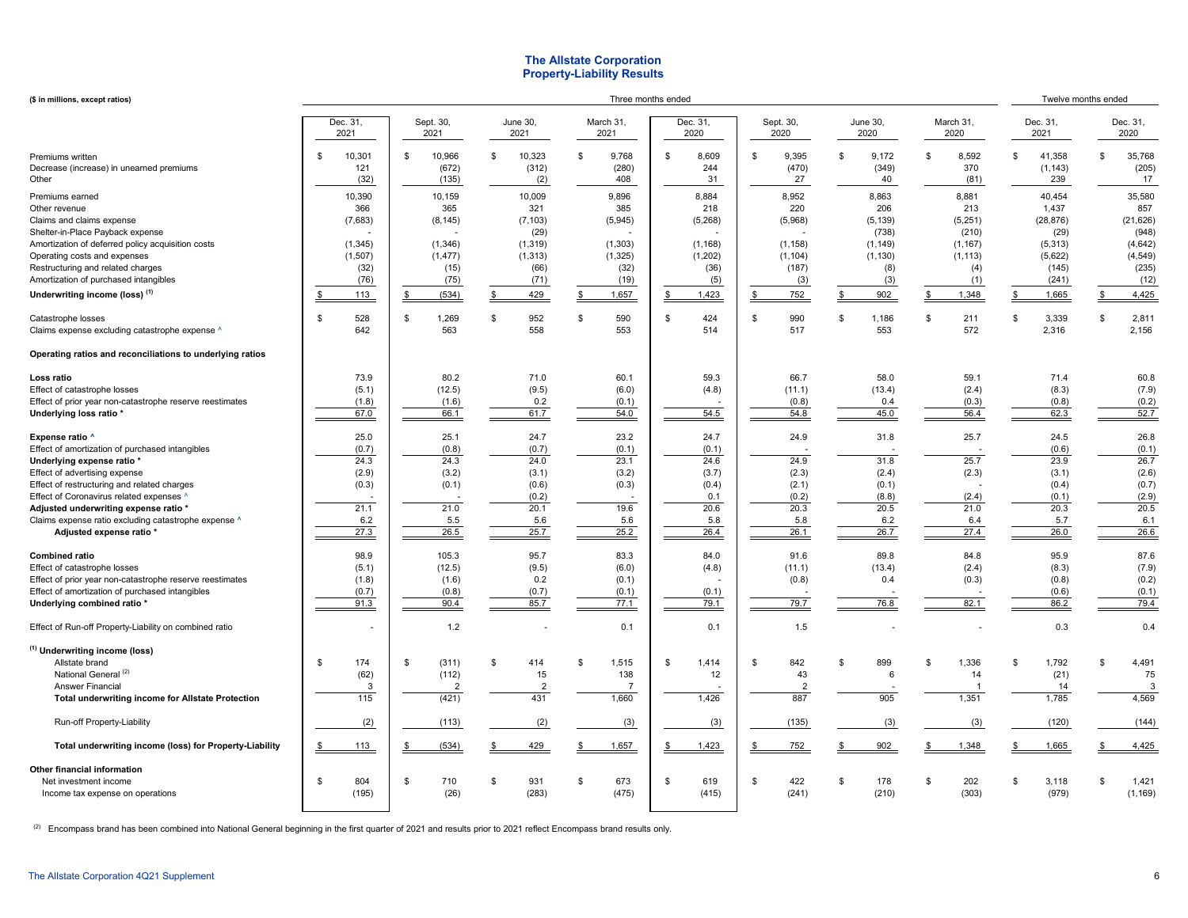# The Allstate Corporation
## Property-Liability Results

| ($ in millions, except ratios) | Three months ended | | | | | | | | Twelve months ended | |
|---|---|---|---|---|---|---|---|---|---|---|
| | Dec. 31, 2021 | Sept. 30, 2021 | June 30, 2021 | March 31, 2021 | Dec. 31, 2020 | Sept. 30, 2020 | June 30, 2020 | March 31, 2020 | Dec. 31, 2021 | Dec. 31, 2020 |
| Premiums written | $ 10,301 | $ 10,966 | $ 10,323 | $ 9,768 | $ 8,609 | $ 9,395 | $ 9,172 | $ 8,592 | $ 41,358 | $ 35,768 |
| Decrease (increase) in unearned premiums | 121 | (672) | (312) | (280) | 244 | (470) | (349) | 370 | (1,143) | (205) |
| Other | (32) | (135) | (2) | 408 | 31 | 27 | 40 | (81) | 239 | 17 |
| Premiums earned | 10,390 | 10,159 | 10,009 | 9,896 | 8,884 | 8,952 | 8,863 | 8,881 | 40,454 | 35,580 |
| Other revenue | 366 | 365 | 321 | 385 | 218 | 220 | 206 | 213 | 1,437 | 857 |
| Claims and claims expense | (7,683) | (8,145) | (7,103) | (5,945) | (5,268) | (5,968) | (5,139) | (5,251) | (28,876) | (21,626) |
| Shelter-in-Place Payback expense | - | - | (29) | - | - | - | (738) | (210) | (29) | (948) |
| Amortization of deferred policy acquisition costs | (1,345) | (1,346) | (1,319) | (1,303) | (1,168) | (1,158) | (1,149) | (1,167) | (5,313) | (4,642) |
| Operating costs and expenses | (1,507) | (1,477) | (1,313) | (1,325) | (1,202) | (1,104) | (1,130) | (1,113) | (5,622) | (4,549) |
| Restructuring and related charges | (32) | (15) | (66) | (32) | (36) | (187) | (8) | (4) | (145) | (235) |
| Amortization of purchased intangibles | (76) | (75) | (71) | (19) | (5) | (3) | (3) | (1) | (241) | (12) |
| **Underwriting income (loss) (1)** | $ 113 | $ (534) | $ 429 | $ 1,657 | $ 1,423 | $ 752 | $ 902 | $ 1,348 | $ 1,665 | $ 4,425 |
| Catastrophe losses | $ 528 | $ 1,269 | $ 952 | $ 590 | $ 424 | $ 990 | $ 1,186 | $ 211 | $ 3,339 | $ 2,811 |
| Claims expense excluding catastrophe expense ^ | 642 | 563 | 558 | 553 | 514 | 517 | 553 | 572 | 2,316 | 2,156 |
| **Operating ratios and reconciliations to underlying ratios** | | | | | | | | | | |
| **Loss ratio** | 73.9 | 80.2 | 71.0 | 60.1 | 59.3 | 66.7 | 58.0 | 59.1 | 71.4 | 60.8 |
| Effect of catastrophe losses | (5.1) | (12.5) | (9.5) | (6.0) | (4.8) | (11.1) | (13.4) | (2.4) | (8.3) | (7.9) |
| Effect of prior year non-catastrophe reserve reestimates | (1.8) | (1.6) | 0.2 | (0.1) | - | (0.8) | 0.4 | (0.3) | (0.8) | (0.2) |
| **Underlying loss ratio \*** | 67.0 | 66.1 | 61.7 | 54.0 | 54.5 | 54.8 | 45.0 | 56.4 | 62.3 | 52.7 |
| **Expense ratio ^** | 25.0 | 25.1 | 24.7 | 23.2 | 24.7 | 24.9 | 31.8 | 25.7 | 24.5 | 26.8 |
| Effect of amortization of purchased intangibles | (0.7) | (0.8) | (0.7) | (0.1) | (0.1) | - | - | - | (0.6) | (0.1) |
| **Underlying expense ratio \*** | 24.3 | 24.3 | 24.0 | 23.1 | 24.6 | 24.9 | 31.8 | 25.7 | 23.9 | 26.7 |
| Effect of advertising expense | (2.9) | (3.2) | (3.1) | (3.2) | (3.7) | (2.3) | (2.4) | (2.3) | (3.1) | (2.6) |
| Effect of restructuring and related charges | (0.3) | (0.1) | (0.6) | (0.3) | (0.4) | (2.1) | (0.1) | - | (0.4) | (0.7) |
| Effect of Coronavirus related expenses ^ | - | - | (0.2) | - | 0.1 | (0.2) | (8.8) | (2.4) | (0.1) | (2.9) |
| **Adjusted underwriting expense ratio \*** | 21.1 | 21.0 | 20.1 | 19.6 | 20.6 | 20.3 | 20.5 | 21.0 | 20.3 | 20.5 |
| Claims expense ratio excluding catastrophe expense ^ | 6.2 | 5.5 | 5.6 | 5.6 | 5.8 | 5.8 | 6.2 | 6.4 | 5.7 | 6.1 |
| **Adjusted expense ratio \*** | 27.3 | 26.5 | 25.7 | 25.2 | 26.4 | 26.1 | 26.7 | 27.4 | 26.0 | 26.6 |
| **Combined ratio** | 98.9 | 105.3 | 95.7 | 83.3 | 84.0 | 91.6 | 89.8 | 84.8 | 95.9 | 87.6 |
| Effect of catastrophe losses | (5.1) | (12.5) | (9.5) | (6.0) | (4.8) | (11.1) | (13.4) | (2.4) | (8.3) | (7.9) |
| Effect of prior year non-catastrophe reserve reestimates | (1.8) | (1.6) | 0.2 | (0.1) | - | (0.8) | 0.4 | (0.3) | (0.8) | (0.2) |
| Effect of amortization of purchased intangibles | (0.7) | (0.8) | (0.7) | (0.1) | (0.1) | - | - | - | (0.6) | (0.1) |
| **Underlying combined ratio \*** | 91.3 | 90.4 | 85.7 | 77.1 | 79.1 | 79.7 | 76.8 | 82.1 | 86.2 | 79.4 |
| Effect of Run-off Property-Liability on combined ratio | - | 1.2 | - | 0.1 | 0.1 | 1.5 | - | - | 0.3 | 0.4 |
| **(1) Underwriting income (loss)** | | | | | | | | | | |
| Allstate brand | $ 174 | $ (311) | $ 414 | $ 1,515 | $ 1,414 | $ 842 | $ 899 | $ 1,336 | $ 1,792 | $ 4,491 |
| National General (2) | (62) | (112) | 15 | 138 | 12 | 43 | 6 | 14 | (21) | 75 |
| Answer Financial | 3 | 2 | 2 | 7 | - | 2 | - | 1 | 14 | 3 |
| **Total underwriting income for Allstate Protection** | 115 | (421) | 431 | 1,660 | 1,426 | 887 | 905 | 1,351 | 1,785 | 4,569 |
| Run-off Property-Liability | (2) | (113) | (2) | (3) | (3) | (135) | (3) | (3) | (120) | (144) |
| **Total underwriting income (loss) for Property-Liability** | $ 113 | $ (534) | $ 429 | $ 1,657 | $ 1,423 | $ 752 | $ 902 | $ 1,348 | $ 1,665 | $ 4,425 |
| **Other financial information** | | | | | | | | | | |
| Net investment income | $ 804 | $ 710 | $ 931 | $ 673 | $ 619 | $ 422 | $ 178 | $ 202 | $ 3,118 | $ 1,421 |
| Income tax expense on operations | (195) | (26) | (283) | (475) | (415) | (241) | (210) | (303) | (979) | (1,169) |

(2) Encompass brand has been combined into National General beginning in the first quarter of 2021 and results prior to 2021 reflect Encompass brand results only.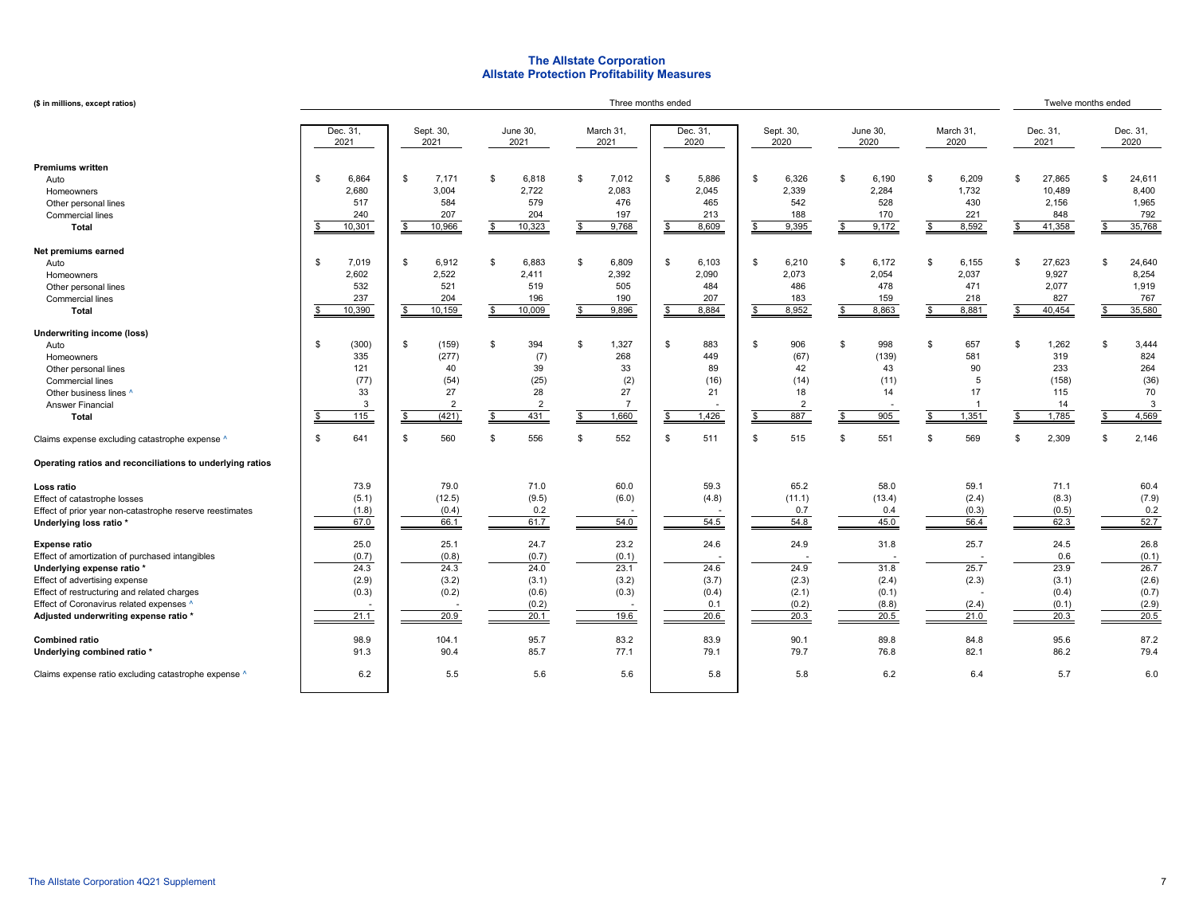# The Allstate Corporation
## Allstate Protection Profitability Measures

| ($ in millions, except ratios) | Three months ended | | | | | | | | Twelve months ended | |
|---|---|---|---|---|---|---|---|---|---|---|
| | Dec. 31, 2021 | Sept. 30, 2021 | June 30, 2021 | March 31, 2021 | Dec. 31, 2020 | Sept. 30, 2020 | June 30, 2020 | March 31, 2020 | Dec. 31, 2021 | Dec. 31, 2020 |
| **Premiums written** | | | | | | | | | | |
| Auto | $ 6,864 | $ 7,171 | $ 6,818 | $ 7,012 | $ 5,886 | $ 6,326 | $ 6,190 | $ 6,209 | $ 27,865 | $ 24,611 |
| Homeowners | 2,680 | 3,004 | 2,722 | 2,083 | 2,045 | 2,339 | 2,284 | 1,732 | 10,489 | 8,400 |
| Other personal lines | 517 | 584 | 579 | 476 | 465 | 542 | 528 | 430 | 2,156 | 1,965 |
| Commercial lines | 240 | 207 | 204 | 197 | 213 | 188 | 170 | 221 | 848 | 792 |
| **Total** | $ 10,301 | $ 10,966 | $ 10,323 | $ 9,768 | $ 8,609 | $ 9,395 | $ 9,172 | $ 8,592 | $ 41,358 | $ 35,768 |
| **Net premiums earned** | | | | | | | | | | |
| Auto | $ 7,019 | $ 6,912 | $ 6,883 | $ 6,809 | $ 6,103 | $ 6,210 | $ 6,172 | $ 6,155 | $ 27,623 | $ 24,640 |
| Homeowners | 2,602 | 2,522 | 2,411 | 2,392 | 2,090 | 2,073 | 2,054 | 2,037 | 9,927 | 8,254 |
| Other personal lines | 532 | 521 | 519 | 505 | 484 | 486 | 478 | 471 | 2,077 | 1,919 |
| Commercial lines | 237 | 204 | 196 | 190 | 207 | 183 | 159 | 218 | 827 | 767 |
| **Total** | $ 10,390 | $ 10,159 | $ 10,009 | $ 9,896 | $ 8,884 | $ 8,952 | $ 8,863 | $ 8,881 | $ 40,454 | $ 35,580 |
| **Underwriting income (loss)** | | | | | | | | | | |
| Auto | $ (300) | $ (159) | $ 394 | $ 1,327 | $ 883 | $ 906 | $ 998 | $ 657 | $ 1,262 | $ 3,444 |
| Homeowners | 335 | (277) | (7) | 268 | 449 | (67) | (139) | 581 | 319 | 824 |
| Other personal lines | 121 | 40 | 39 | 33 | 89 | 42 | 43 | 90 | 233 | 264 |
| Commercial lines | (77) | (54) | (25) | (2) | (16) | (14) | (11) | 5 | (158) | (36) |
| Other business lines ^ | 33 | 27 | 28 | 27 | 21 | 18 | 14 | 17 | 115 | 70 |
| Answer Financial | 3 | 2 | 2 | 7 | - | 2 | - | 1 | 14 | 3 |
| **Total** | $ 115 | $ (421) | $ 431 | $ 1,660 | $ 1,426 | $ 887 | $ 905 | $ 1,351 | $ 1,785 | $ 4,569 |
| Claims expense excluding catastrophe expense ^ | $ 641 | $ 560 | $ 556 | $ 552 | $ 511 | $ 515 | $ 551 | $ 569 | $ 2,309 | $ 2,146 |
| **Operating ratios and reconciliations to underlying ratios** | | | | | | | | | | |
| **Loss ratio** | 73.9 | 79.0 | 71.0 | 60.0 | 59.3 | 65.2 | 58.0 | 59.1 | 71.1 | 60.4 |
| Effect of catastrophe losses | (5.1) | (12.5) | (9.5) | (6.0) | (4.8) | (11.1) | (13.4) | (2.4) | (8.3) | (7.9) |
| Effect of prior year non-catastrophe reserve reestimates | (1.8) | (0.4) | 0.2 | - | - | 0.7 | 0.4 | (0.3) | (0.5) | 0.2 |
| **Underlying loss ratio *** | 67.0 | 66.1 | 61.7 | 54.0 | 54.5 | 54.8 | 45.0 | 56.4 | 62.3 | 52.7 |
| **Expense ratio** | 25.0 | 25.1 | 24.7 | 23.2 | 24.6 | 24.9 | 31.8 | 25.7 | 24.5 | 26.8 |
| Effect of amortization of purchased intangibles | (0.7) | (0.8) | (0.7) | (0.1) | - | - | - | - | 0.6 | (0.1) |
| **Underlying expense ratio *** | 24.3 | 24.3 | 24.0 | 23.1 | 24.6 | 24.9 | 31.8 | 25.7 | 23.9 | 26.7 |
| Effect of advertising expense | (2.9) | (3.2) | (3.1) | (3.2) | (3.7) | (2.3) | (2.4) | (2.3) | (3.1) | (2.6) |
| Effect of restructuring and related charges | (0.3) | (0.2) | (0.6) | (0.3) | (0.4) | (2.1) | (0.1) | - | (0.4) | (0.7) |
| Effect of Coronavirus related expenses ^ | - | - | (0.2) | - | 0.1 | (0.2) | (8.8) | (2.4) | (0.1) | (2.9) |
| **Adjusted underwriting expense ratio *** | 21.1 | 20.9 | 20.1 | 19.6 | 20.6 | 20.3 | 20.5 | 21.0 | 20.3 | 20.5 |
| **Combined ratio** | 98.9 | 104.1 | 95.7 | 83.2 | 83.9 | 90.1 | 89.8 | 84.8 | 95.6 | 87.2 |
| **Underlying combined ratio *** | 91.3 | 90.4 | 85.7 | 77.1 | 79.1 | 79.7 | 76.8 | 82.1 | 86.2 | 79.4 |
| Claims expense ratio excluding catastrophe expense ^ | 6.2 | 5.5 | 5.6 | 5.6 | 5.8 | 5.8 | 6.2 | 6.4 | 5.7 | 6.0 |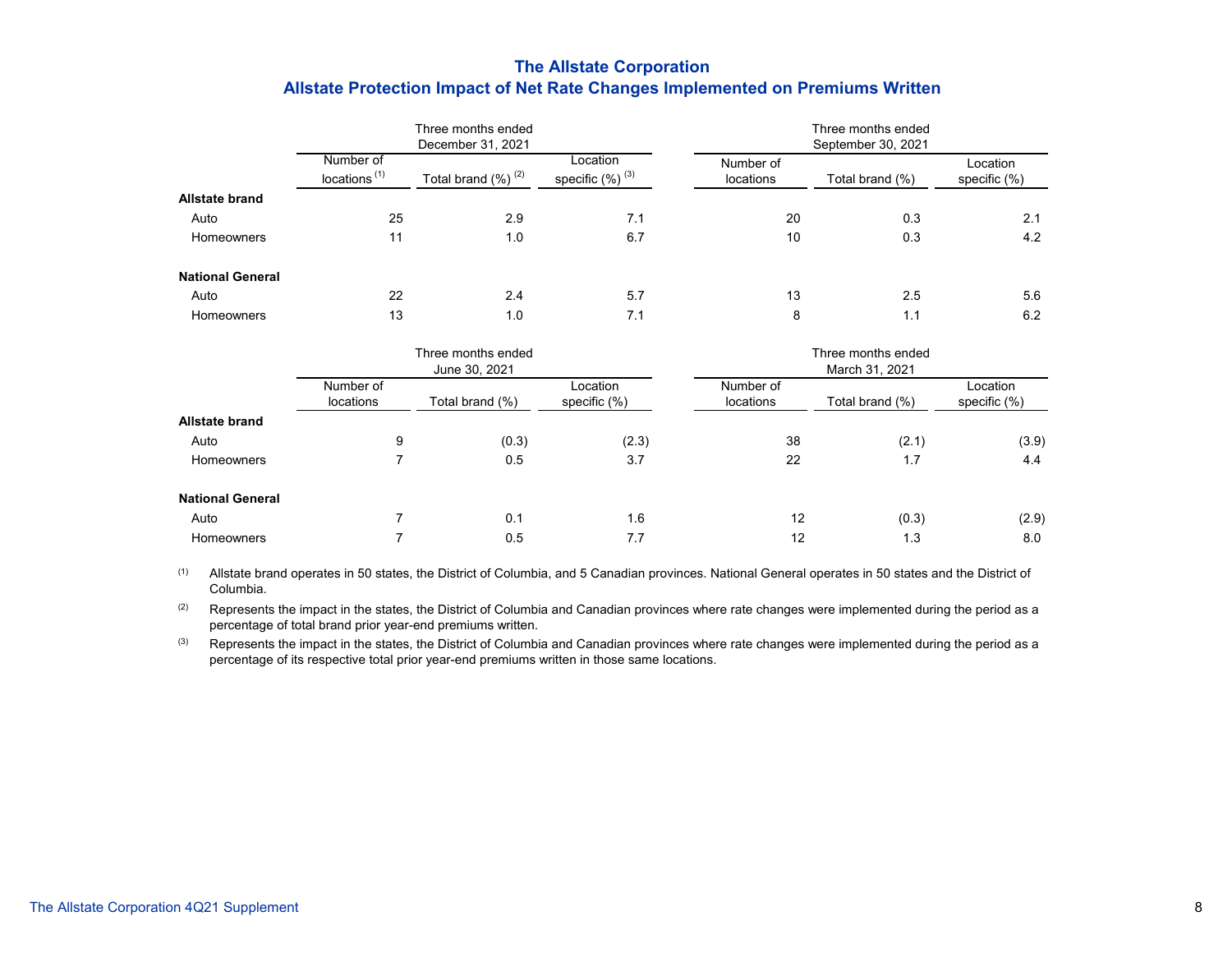# The Allstate Corporation

## Allstate Protection Impact of Net Rate Changes Implemented on Premiums Written

| | Three months ended December 31, 2021 | | | Three months ended September 30, 2021 | | |
|---|---|---|---|---|---|---|
| | Number of locations [1] | Total brand (%) [2] | Location specific (%) [3] | Number of locations | Total brand (%) | Location specific (%) |
| **Allstate brand** | | | | | | |
| Auto | 25 | 2.9 | 7.1 | 20 | 0.3 | 2.1 |
| Homeowners | 11 | 1.0 | 6.7 | 10 | 0.3 | 4.2 |
| **National General** | | | | | | |
| Auto | 22 | 2.4 | 5.7 | 13 | 2.5 | 5.6 |
| Homeowners | 13 | 1.0 | 7.1 | 8 | 1.1 | 6.2 |

| | Three months ended June 30, 2021 | | | Three months ended March 31, 2021 | | |
|---|---|---|---|---|---|---|
| | Number of locations | Total brand (%) | Location specific (%) | Number of locations | Total brand (%) | Location specific (%) |
| **Allstate brand** | | | | | | |
| Auto | 9 | (0.3) | (2.3) | 38 | (2.1) | (3.9) |
| Homeowners | 7 | 0.5 | 3.7 | 22 | 1.7 | 4.4 |
| **National General** | | | | | | |
| Auto | 7 | 0.1 | 1.6 | 12 | (0.3) | (2.9) |
| Homeowners | 7 | 0.5 | 7.7 | 12 | 1.3 | 8.0 |

(1) Allstate brand operates in 50 states, the District of Columbia, and 5 Canadian provinces. National General operates in 50 states and the District of Columbia.

(2) Represents the impact in the states, the District of Columbia and Canadian provinces where rate changes were implemented during the period as a percentage of total brand prior year-end premiums written.

(3) Represents the impact in the states, the District of Columbia and Canadian provinces where rate changes were implemented during the period as a percentage of its respective total prior year-end premiums written in those same locations.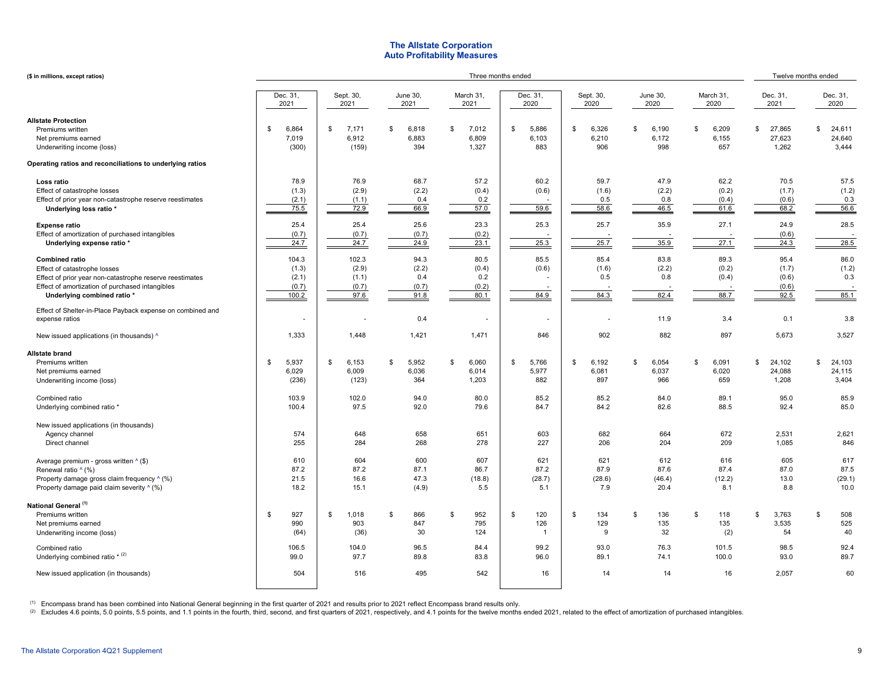# The Allstate Corporation
## Auto Profitability Measures

| ($ in millions, except ratios) | Three months ended | | | | | | | | Twelve months ended | |
|---|---|---|---|---|---|---|---|---|---|---|
| | Dec. 31, 2021 | Sept. 30, 2021 | June 30, 2021 | March 31, 2021 | Dec. 31, 2020 | Sept. 30, 2020 | June 30, 2020 | March 31, 2020 | Dec. 31, 2021 | Dec. 31, 2020 |
| **Allstate Protection** | | | | | | | | | | |
| Premiums written | $ 6,864 | $ 7,171 | $ 6,818 | $ 7,012 | $ 5,886 | $ 6,326 | $ 6,190 | $ 6,209 | $ 27,865 | $ 24,611 |
| Net premiums earned | 7,019 | 6,912 | 6,883 | 6,809 | 6,103 | 6,210 | 6,172 | 6,155 | 27,623 | 24,640 |
| Underwriting income (loss) | (300) | (159) | 394 | 1,327 | 883 | 906 | 998 | 657 | 1,262 | 3,444 |
| **Operating ratios and reconciliations to underlying ratios** | | | | | | | | | | |
| **Loss ratio** | 78.9 | 76.9 | 68.7 | 57.2 | 60.2 | 59.7 | 47.9 | 62.2 | 70.5 | 57.5 |
| Effect of catastrophe losses | (1.3) | (2.9) | (2.2) | (0.4) | (0.6) | (1.6) | (2.2) | (0.2) | (1.7) | (1.2) |
| Effect of prior year non-catastrophe reserve reestimates | (2.1) | (1.1) | 0.4 | 0.2 | - | 0.5 | 0.8 | (0.4) | (0.6) | 0.3 |
| **Underlying loss ratio \*** | 75.5 | 72.9 | 66.9 | 57.0 | 59.6 | 58.6 | 46.5 | 61.6 | 68.2 | 56.6 |
| **Expense ratio** | 25.4 | 25.4 | 25.6 | 23.3 | 25.3 | 25.7 | 35.9 | 27.1 | 24.9 | 28.5 |
| Effect of amortization of purchased intangibles | (0.7) | (0.7) | (0.7) | (0.2) | - | - | - | - | (0.6) | - |
| **Underlying expense ratio \*** | 24.7 | 24.7 | 24.9 | 23.1 | 25.3 | 25.7 | 35.9 | 27.1 | 24.3 | 28.5 |
| **Combined ratio** | 104.3 | 102.3 | 94.3 | 80.5 | 85.5 | 85.4 | 83.8 | 89.3 | 95.4 | 86.0 |
| Effect of catastrophe losses | (1.3) | (2.9) | (2.2) | (0.4) | (0.6) | (1.6) | (2.2) | (0.2) | (1.7) | (1.2) |
| Effect of prior year non-catastrophe reserve reestimates | (2.1) | (1.1) | 0.4 | 0.2 | - | 0.5 | 0.8 | (0.4) | (0.6) | 0.3 |
| Effect of amortization of purchased intangibles | (0.7) | (0.7) | (0.7) | (0.2) | - | - | - | - | (0.6) | - |
| **Underlying combined ratio \*** | 100.2 | 97.6 | 91.8 | 80.1 | 84.9 | 84.3 | 82.4 | 88.7 | 92.5 | 85.1 |
| Effect of Shelter-in-Place Payback expense on combined and expense ratios | - | - | 0.4 | - | - | - | 11.9 | 3.4 | 0.1 | 3.8 |
| New issued applications (in thousands) ^ | 1,333 | 1,448 | 1,421 | 1,471 | 846 | 902 | 882 | 897 | 5,673 | 3,527 |
| **Allstate brand** | | | | | | | | | | |
| Premiums written | $ 5,937 | $ 6,153 | $ 5,952 | $ 6,060 | $ 5,766 | $ 6,192 | $ 6,054 | $ 6,091 | $ 24,102 | $ 24,103 |
| Net premiums earned | 6,029 | 6,009 | 6,036 | 6,014 | 5,977 | 6,081 | 6,037 | 6,020 | 24,088 | 24,115 |
| Underwriting income (loss) | (236) | (123) | 364 | 1,203 | 882 | 897 | 966 | 659 | 1,208 | 3,404 |
| Combined ratio | 103.9 | 102.0 | 94.0 | 80.0 | 85.2 | 85.2 | 84.0 | 89.1 | 95.0 | 85.9 |
| Underlying combined ratio \* | 100.4 | 97.5 | 92.0 | 79.6 | 84.7 | 84.2 | 82.6 | 88.5 | 92.4 | 85.0 |
| New issued applications (in thousands) | | | | | | | | | | |
| Agency channel | 574 | 648 | 658 | 651 | 603 | 682 | 664 | 672 | 2,531 | 2,621 |
| Direct channel | 255 | 284 | 268 | 278 | 227 | 206 | 204 | 209 | 1,085 | 846 |
| Average premium - gross written ^ ($) | 610 | 604 | 600 | 607 | 621 | 621 | 612 | 616 | 605 | 617 |
| Renewal ratio ^ (%) | 87.2 | 87.2 | 87.1 | 86.7 | 87.2 | 87.9 | 87.6 | 87.4 | 87.0 | 87.5 |
| Property damage gross claim frequency ^ (%) | 21.5 | 16.6 | 47.3 | (18.8) | (28.7) | (28.6) | (46.4) | (12.2) | 13.0 | (29.1) |
| Property damage paid claim severity ^ (%) | 18.2 | 15.1 | (4.9) | 5.5 | 5.1 | 7.9 | 20.4 | 8.1 | 8.8 | 10.0 |
| **National General [(1)]** | | | | | | | | | | |
| Premiums written | $ 927 | $ 1,018 | $ 866 | $ 952 | $ 120 | $ 134 | $ 136 | $ 118 | $ 3,763 | $ 508 |
| Net premiums earned | 990 | 903 | 847 | 795 | 126 | 129 | 135 | 135 | 3,535 | 525 |
| Underwriting income (loss) | (64) | (36) | 30 | 124 | 1 | 9 | 32 | (2) | 54 | 40 |
| Combined ratio | 106.5 | 104.0 | 96.5 | 84.4 | 99.2 | 93.0 | 76.3 | 101.5 | 98.5 | 92.4 |
| Underlying combined ratio \* [(2)] | 99.0 | 97.7 | 89.8 | 83.8 | 96.0 | 89.1 | 74.1 | 100.0 | 93.0 | 89.7 |
| New issued application (in thousands) | 504 | 516 | 495 | 542 | 16 | 14 | 14 | 16 | 2,057 | 60 |

(1) Encompass brand has been combined into National General beginning in the first quarter of 2021 and results prior to 2021 reflect Encompass brand results only.

(2) Excludes 4.6 points, 5.0 points, 5.5 points, and 1.1 points in the fourth, third, second, and first quarters of 2021, respectively, and 4.1 points for the twelve months ended 2021, related to the effect of amortization of purchased intangibles.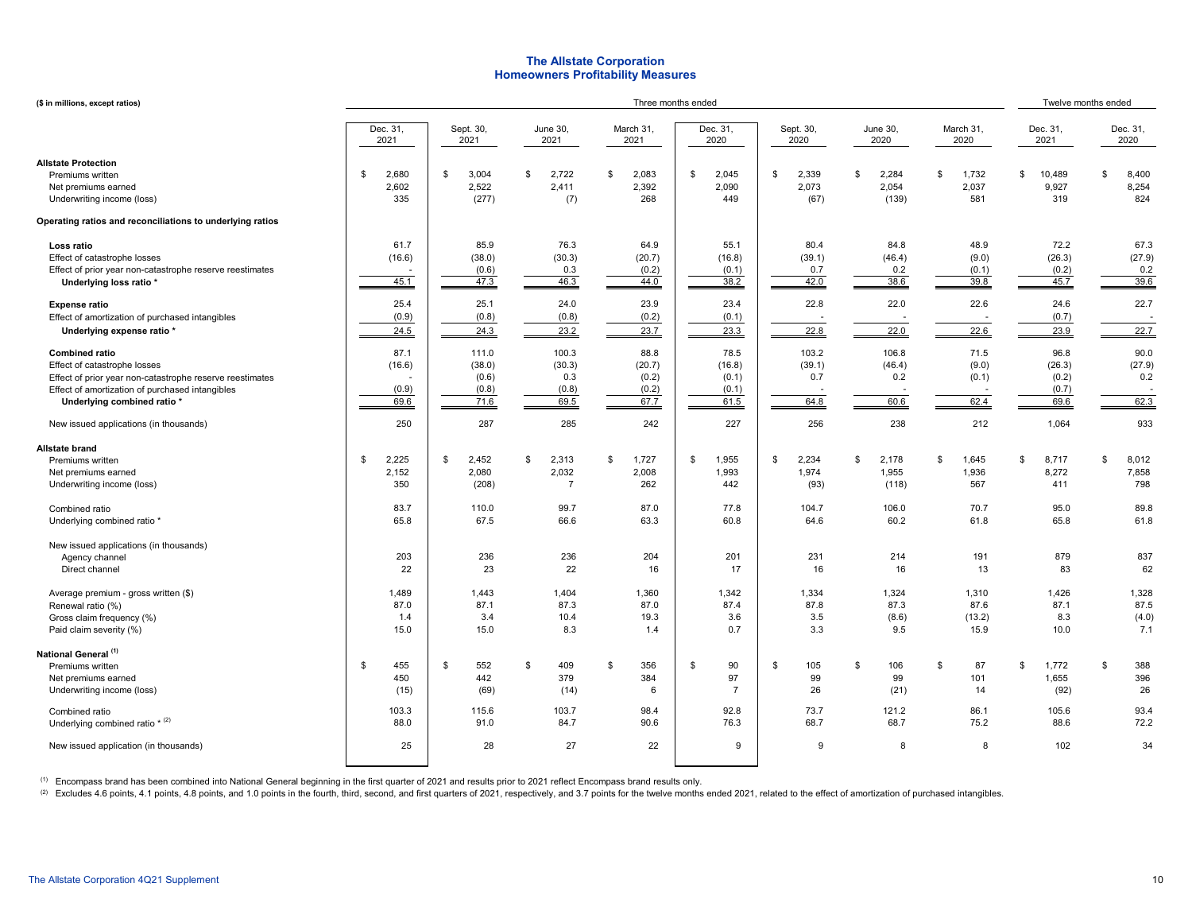# The Allstate Corporation
## Homeowners Profitability Measures

| ($ in millions, except ratios) | Three months ended | | | | | | | | Twelve months ended | |
|---|---|---|---|---|---|---|---|---|---|---|
| | Dec. 31, 2021 | Sept. 30, 2021 | June 30, 2021 | March 31, 2021 | Dec. 31, 2020 | Sept. 30, 2020 | June 30, 2020 | March 31, 2020 | Dec. 31, 2021 | Dec. 31, 2020 |
| **Allstate Protection** | | | | | | | | | | |
| Premiums written | $ 2,680 | $ 3,004 | $ 2,722 | $ 2,083 | $ 2,045 | $ 2,339 | $ 2,284 | $ 1,732 | $ 10,489 | $ 8,400 |
| Net premiums earned | 2,602 | 2,522 | 2,411 | 2,392 | 2,090 | 2,073 | 2,054 | 2,037 | 9,927 | 8,254 |
| Underwriting income (loss) | 335 | (277) | (7) | 268 | 449 | (67) | (139) | 581 | 319 | 824 |
| **Operating ratios and reconciliations to underlying ratios** | | | | | | | | | | |
| **Loss ratio** | 61.7 | 85.9 | 76.3 | 64.9 | 55.1 | 80.4 | 84.8 | 48.9 | 72.2 | 67.3 |
| Effect of catastrophe losses | (16.6) | (38.0) | (30.3) | (20.7) | (16.8) | (39.1) | (46.4) | (9.0) | (26.3) | (27.9) |
| Effect of prior year non-catastrophe reserve reestimates | - | (0.6) | 0.3 | (0.2) | (0.1) | 0.7 | 0.2 | (0.1) | (0.2) | 0.2 |
| **Underlying loss ratio *** | 45.1 | 47.3 | 46.3 | 44.0 | 38.2 | 42.0 | 38.6 | 39.8 | 45.7 | 39.6 |
| **Expense ratio** | 25.4 | 25.1 | 24.0 | 23.9 | 23.4 | 22.8 | 22.0 | 22.6 | 24.6 | 22.7 |
| Effect of amortization of purchased intangibles | (0.9) | (0.8) | (0.8) | (0.2) | (0.1) | - | - | - | (0.7) | - |
| **Underlying expense ratio *** | 24.5 | 24.3 | 23.2 | 23.7 | 23.3 | 22.8 | 22.0 | 22.6 | 23.9 | 22.7 |
| **Combined ratio** | 87.1 | 111.0 | 100.3 | 88.8 | 78.5 | 103.2 | 106.8 | 71.5 | 96.8 | 90.0 |
| Effect of catastrophe losses | (16.6) | (38.0) | (30.3) | (20.7) | (16.8) | (39.1) | (46.4) | (9.0) | (26.3) | (27.9) |
| Effect of prior year non-catastrophe reserve reestimates | - | (0.6) | 0.3 | (0.2) | (0.1) | 0.7 | 0.2 | (0.1) | (0.2) | 0.2 |
| Effect of amortization of purchased intangibles | (0.9) | (0.8) | (0.8) | (0.2) | (0.1) | - | - | - | (0.7) | - |
| **Underlying combined ratio *** | 69.6 | 71.6 | 69.5 | 67.7 | 61.5 | 64.8 | 60.6 | 62.4 | 69.6 | 62.3 |
| New issued applications (in thousands) | 250 | 287 | 285 | 242 | 227 | 256 | 238 | 212 | 1,064 | 933 |
| **Allstate brand** | | | | | | | | | | |
| Premiums written | $ 2,225 | $ 2,452 | $ 2,313 | $ 1,727 | $ 1,955 | $ 2,234 | $ 2,178 | $ 1,645 | $ 8,717 | $ 8,012 |
| Net premiums earned | 2,152 | 2,080 | 2,032 | 2,008 | 1,993 | 1,974 | 1,955 | 1,936 | 8,272 | 7,858 |
| Underwriting income (loss) | 350 | (208) | 7 | 262 | 442 | (93) | (118) | 567 | 411 | 798 |
| Combined ratio | 83.7 | 110.0 | 99.7 | 87.0 | 77.8 | 104.7 | 106.0 | 70.7 | 95.0 | 89.8 |
| Underlying combined ratio * | 65.8 | 67.5 | 66.6 | 63.3 | 60.8 | 64.6 | 60.2 | 61.8 | 65.8 | 61.8 |
| New issued applications (in thousands) | | | | | | | | | | |
| Agency channel | 203 | 236 | 236 | 204 | 201 | 231 | 214 | 191 | 879 | 837 |
| Direct channel | 22 | 23 | 22 | 16 | 17 | 16 | 16 | 13 | 83 | 62 |
| Average premium - gross written ($) | 1,489 | 1,443 | 1,404 | 1,360 | 1,342 | 1,334 | 1,324 | 1,310 | 1,426 | 1,328 |
| Renewal ratio (%) | 87.0 | 87.1 | 87.3 | 87.0 | 87.4 | 87.8 | 87.3 | 87.6 | 87.1 | 87.5 |
| Gross claim frequency (%) | 1.4 | 3.4 | 10.4 | 19.3 | 3.6 | 3.5 | (8.6) | (13.2) | 8.3 | (4.0) |
| Paid claim severity (%) | 15.0 | 15.0 | 8.3 | 1.4 | 0.7 | 3.3 | 9.5 | 15.9 | 10.0 | 7.1 |
| **National General [(1)]** | | | | | | | | | | |
| Premiums written | $ 455 | $ 552 | $ 409 | $ 356 | $ 90 | $ 105 | $ 106 | $ 87 | $ 1,772 | $ 388 |
| Net premiums earned | 450 | 442 | 379 | 384 | 97 | 99 | 99 | 101 | 1,655 | 396 |
| Underwriting income (loss) | (15) | (69) | (14) | 6 | 7 | 26 | (21) | 14 | (92) | 26 |
| Combined ratio | 103.3 | 115.6 | 103.7 | 98.4 | 92.8 | 73.7 | 121.2 | 86.1 | 105.6 | 93.4 |
| Underlying combined ratio * [(2)] | 88.0 | 91.0 | 84.7 | 90.6 | 76.3 | 68.7 | 68.7 | 75.2 | 88.6 | 72.2 |
| New issued application (in thousands) | 25 | 28 | 27 | 22 | 9 | 9 | 8 | 8 | 102 | 34 |

(1) Encompass brand has been combined into National General beginning in the first quarter of 2021 and results prior to 2021 reflect Encompass brand results only.

(2) Excludes 4.6 points, 4.1 points, 4.8 points, and 1.0 points in the fourth, third, second, and first quarters of 2021, respectively, and 3.7 points for the twelve months ended 2021, related to the effect of amortization of purchased intangibles.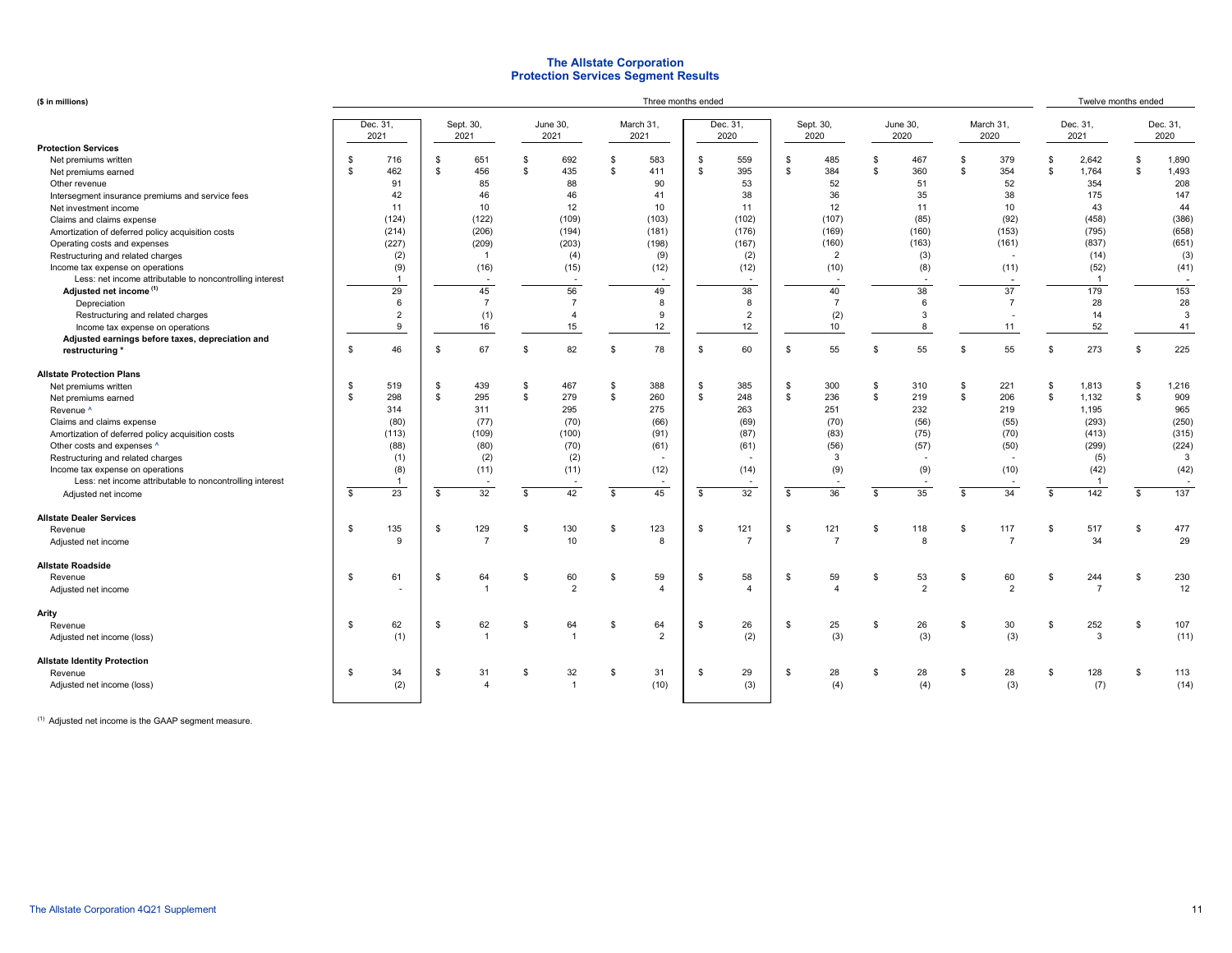# The Allstate Corporation
## Protection Services Segment Results

($ in millions)

| | Three months ended | | | | | | | | Twelve months ended | |
|---|---|---|---|---|---|---|---|---|---|---|
| | Dec. 31, 2021 | Sept. 30, 2021 | June 30, 2021 | March 31, 2021 | Dec. 31, 2020 | Sept. 30, 2020 | June 30, 2020 | March 31, 2020 | Dec. 31, 2021 | Dec. 31, 2020 |
| **Protection Services** | | | | | | | | | | |
| Net premiums written | $ 716 | $ 651 | $ 692 | $ 583 | $ 559 | $ 485 | $ 467 | $ 379 | $ 2,642 | $ 1,890 |
| Net premiums earned | $ 462 | $ 456 | $ 435 | $ 411 | $ 395 | $ 384 | $ 360 | $ 354 | $ 1,764 | $ 1,493 |
| Other revenue | 91 | 85 | 88 | 90 | 53 | 52 | 51 | 52 | 354 | 208 |
| Intersegment insurance premiums and service fees | 42 | 46 | 46 | 41 | 38 | 36 | 35 | 38 | 175 | 147 |
| Net investment income | 11 | 10 | 12 | 10 | 11 | 12 | 11 | 10 | 43 | 44 |
| Claims and claims expense | (124) | (122) | (109) | (103) | (102) | (107) | (85) | (92) | (458) | (386) |
| Amortization of deferred policy acquisition costs | (214) | (206) | (194) | (181) | (176) | (169) | (160) | (153) | (795) | (658) |
| Operating costs and expenses | (227) | (209) | (203) | (198) | (167) | (160) | (163) | (161) | (837) | (651) |
| Restructuring and related charges | (2) | 1 | (4) | (9) | (2) | 2 | (3) | - | (14) | (3) |
| Income tax expense on operations | (9) | (16) | (15) | (12) | (12) | (10) | (8) | (11) | (52) | (41) |
| Less: net income attributable to noncontrolling interest | 1 | - | - | - | - | - | - | - | 1 | - |
| **Adjusted net income** [1] | 29 | 45 | 56 | 49 | 38 | 40 | 38 | 37 | 179 | 153 |
| Depreciation | 6 | 7 | 7 | 8 | 8 | 7 | 6 | 7 | 28 | 28 |
| Restructuring and related charges | 2 | (1) | 4 | 9 | 2 | (2) | 3 | - | 14 | 3 |
| Income tax expense on operations | 9 | 16 | 15 | 12 | 12 | 10 | 8 | 11 | 52 | 41 |
| **Adjusted earnings before taxes, depreciation and restructuring** * | $ 46 | $ 67 | $ 82 | $ 78 | $ 60 | $ 55 | $ 55 | $ 55 | $ 273 | $ 225 |
| **Allstate Protection Plans** | | | | | | | | | | |
| Net premiums written | $ 519 | $ 439 | $ 467 | $ 388 | $ 385 | $ 300 | $ 310 | $ 221 | $ 1,813 | $ 1,216 |
| Net premiums earned | $ 298 | $ 295 | $ 279 | $ 260 | $ 248 | $ 236 | $ 219 | $ 206 | $ 1,132 | $ 909 |
| Revenue ^ | 314 | 311 | 295 | 275 | 263 | 251 | 232 | 219 | 1,195 | 965 |
| Claims and claims expense | (80) | (77) | (70) | (66) | (69) | (70) | (56) | (55) | (293) | (250) |
| Amortization of deferred policy acquisition costs | (113) | (109) | (100) | (91) | (87) | (83) | (75) | (70) | (413) | (315) |
| Other costs and expenses ^ | (88) | (80) | (70) | (61) | (61) | (56) | (57) | (50) | (299) | (224) |
| Restructuring and related charges | (1) | (2) | (2) | - | - | 3 | - | - | (5) | 3 |
| Income tax expense on operations | (8) | (11) | (11) | (12) | (14) | (9) | (9) | (10) | (42) | (42) |
| Less: net income attributable to noncontrolling interest | 1 | - | - | - | - | - | - | - | 1 | - |
| Adjusted net income | $ 23 | $ 32 | $ 42 | $ 45 | $ 32 | $ 36 | $ 35 | $ 34 | $ 142 | $ 137 |
| **Allstate Dealer Services** | | | | | | | | | | |
| Revenue | $ 135 | $ 129 | $ 130 | $ 123 | $ 121 | $ 121 | $ 118 | $ 117 | $ 517 | $ 477 |
| Adjusted net income | 9 | 7 | 10 | 8 | 7 | 7 | 8 | 7 | 34 | 29 |
| **Allstate Roadside** | | | | | | | | | | |
| Revenue | $ 61 | $ 64 | $ 60 | $ 59 | $ 58 | $ 59 | $ 53 | $ 60 | $ 244 | $ 230 |
| Adjusted net income | - | 1 | 2 | 4 | 4 | 4 | 2 | 2 | 7 | 12 |
| **Arity** | | | | | | | | | | |
| Revenue | $ 62 | $ 62 | $ 64 | $ 64 | $ 26 | $ 25 | $ 26 | $ 30 | $ 252 | $ 107 |
| Adjusted net income (loss) | (1) | 1 | 1 | 2 | (2) | (3) | (3) | (3) | 3 | (11) |
| **Allstate Identity Protection** | | | | | | | | | | |
| Revenue | $ 34 | $ 31 | $ 32 | $ 31 | $ 29 | $ 28 | $ 28 | $ 28 | $ 128 | $ 113 |
| Adjusted net income (loss) | (2) | 4 | 1 | (10) | (3) | (4) | (4) | (3) | (7) | (14) |

[1] Adjusted net income is the GAAP segment measure.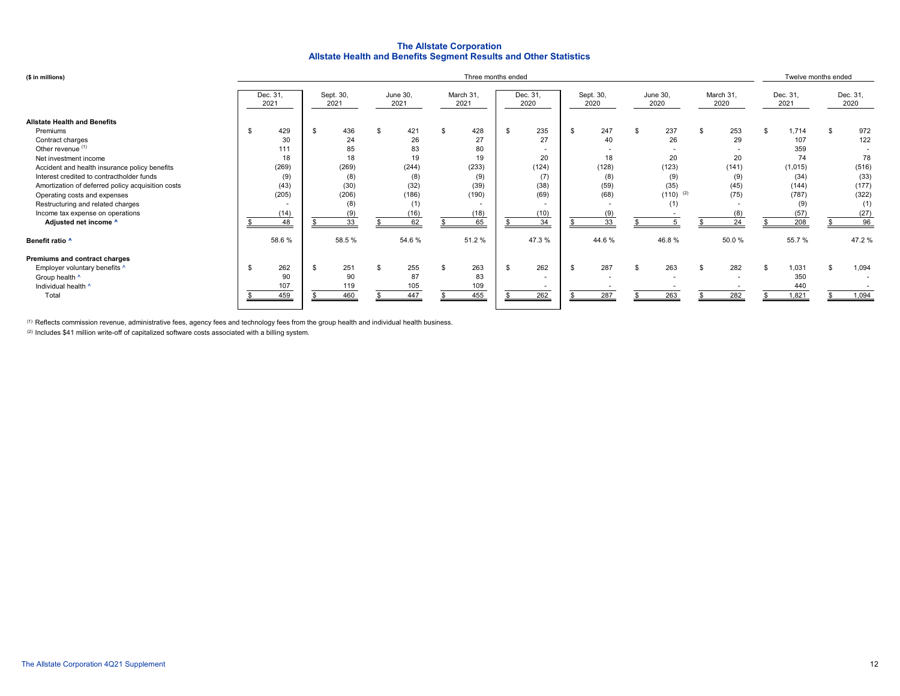# The Allstate Corporation
## Allstate Health and Benefits Segment Results and Other Statistics

| ($ in millions) | Three months ended | | | | | | | | Twelve months ended | |
|---|---|---|---|---|---|---|---|---|---|---|
| | Dec. 31, 2021 | Sept. 30, 2021 | June 30, 2021 | March 31, 2021 | Dec. 31, 2020 | Sept. 30, 2020 | June 30, 2020 | March 31, 2020 | Dec. 31, 2021 | Dec. 31, 2020 |
| **Allstate Health and Benefits** | | | | | | | | | | |
| Premiums | $ 429 | $ 436 | $ 421 | $ 428 | $ 235 | $ 247 | $ 237 | $ 253 | $ 1,714 | $ 972 |
| Contract charges | 30 | 24 | 26 | 27 | 27 | 40 | 26 | 29 | 107 | 122 |
| Other revenue [1] | 111 | 85 | 83 | 80 | - | - | - | - | 359 | - |
| Net investment income | 18 | 18 | 19 | 19 | 20 | 18 | 20 | 20 | 74 | 78 |
| Accident and health insurance policy benefits | (269) | (269) | (244) | (233) | (124) | (128) | (123) | (141) | (1,015) | (516) |
| Interest credited to contractholder funds | (9) | (8) | (8) | (9) | (7) | (8) | (9) | (9) | (34) | (33) |
| Amortization of deferred policy acquisition costs | (43) | (30) | (32) | (39) | (38) | (59) | (35) | (45) | (144) | (177) |
| Operating costs and expenses | (205) | (206) | (186) | (190) | (69) | (68) | (110) [2] | (75) | (787) | (322) |
| Restructuring and related charges | - | (8) | (1) | - | - | - | (1) | - | (9) | (1) |
| Income tax expense on operations | (14) | (9) | (16) | (18) | (10) | (9) | - | (8) | (57) | (27) |
| **Adjusted net income ^** | $ 48 | $ 33 | $ 62 | $ 65 | $ 34 | $ 33 | $ 5 | $ 24 | $ 208 | $ 96 |
| | | | | | | | | | | |
| **Benefit ratio ^** | 58.6 % | 58.5 % | 54.6 % | 51.2 % | 47.3 % | 44.6 % | 46.8 % | 50.0 % | 55.7 % | 47.2 % |
| | | | | | | | | | | |
| **Premiums and contract charges** | | | | | | | | | | |
| Employer voluntary benefits ^ | $ 262 | $ 251 | $ 255 | $ 263 | $ 262 | $ 287 | $ 263 | $ 282 | $ 1,031 | $ 1,094 |
| Group health ^ | 90 | 90 | 87 | 83 | - | - | - | - | 350 | - |
| Individual health ^ | 107 | 119 | 105 | 109 | - | - | - | - | 440 | - |
| Total | $ 459 | $ 460 | $ 447 | $ 455 | $ 262 | $ 287 | $ 263 | $ 282 | $ 1,821 | $ 1,094 |

[1] Reflects commission revenue, administrative fees, agency fees and technology fees from the group health and individual health business.

[2] Includes $41 million write-off of capitalized software costs associated with a billing system.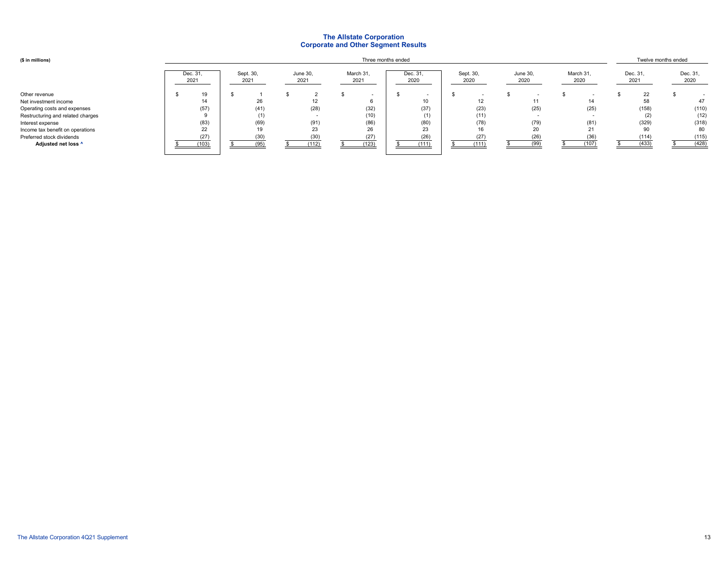# The Allstate Corporation
## Corporate and Other Segment Results

| ($ in millions) | Three months ended | | | | | | | | Twelve months ended | |
|---|---|---|---|---|---|---|---|---|---|---|
| | Dec. 31, 2021 | Sept. 30, 2021 | June 30, 2021 | March 31, 2021 | Dec. 31, 2020 | Sept. 30, 2020 | June 30, 2020 | March 31, 2020 | Dec. 31, 2021 | Dec. 31, 2020 |
| Other revenue | $ 19 | $ 1 | $ 2 | $ - | $ - | $ - | $ - | $ - | $ 22 | $ - |
| Net investment income | 14 | 26 | 12 | 6 | 10 | 12 | 11 | 14 | 58 | 47 |
| Operating costs and expenses | (57) | (41) | (28) | (32) | (37) | (23) | (25) | (25) | (158) | (110) |
| Restructuring and related charges | 9 | (1) | - | (10) | (1) | (11) | - | - | (2) | (12) |
| Interest expense | (83) | (69) | (91) | (86) | (80) | (78) | (79) | (81) | (329) | (318) |
| Income tax benefit on operations | 22 | 19 | 23 | 26 | 23 | 16 | 20 | 21 | 90 | 80 |
| Preferred stock dividends | (27) | (30) | (30) | (27) | (26) | (27) | (26) | (36) | (114) | (115) |
| **Adjusted net loss ^** | $ (103) | $ (95) | $ (112) | $ (123) | $ (111) | $ (111) | $ (99) | $ (107) | $ (433) | $ (428) |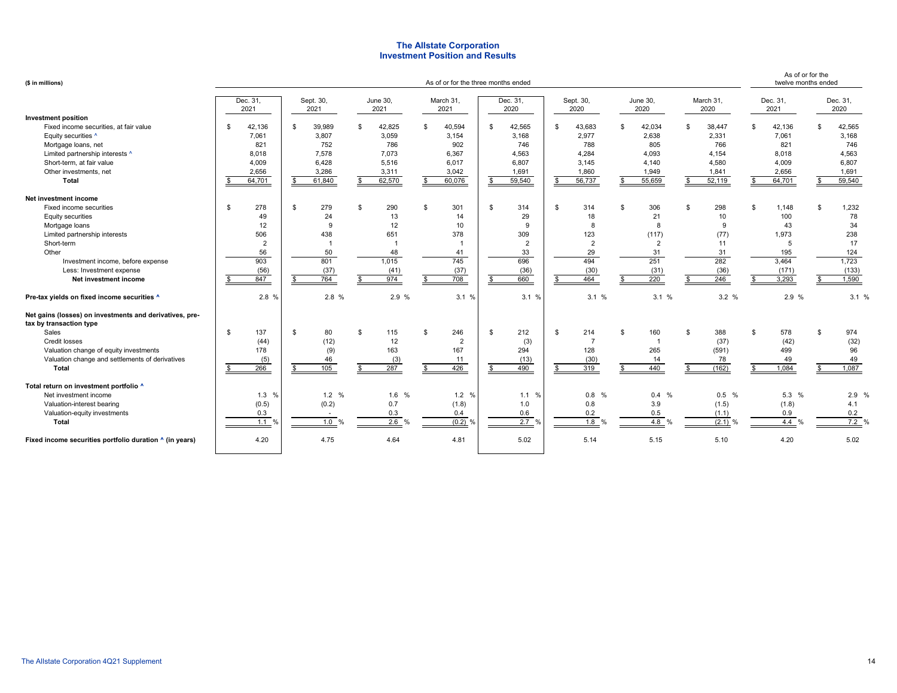# The Allstate Corporation
## Investment Position and Results

| ($ in millions) | As of or for the three months ended | | | | | | | | As of or for the twelve months ended | |
|---|---|---|---|---|---|---|---|---|---|---|
| | Dec. 31, 2021 | Sept. 30, 2021 | June 30, 2021 | March 31, 2021 | Dec. 31, 2020 | Sept. 30, 2020 | June 30, 2020 | March 31, 2020 | Dec. 31, 2021 | Dec. 31, 2020 |
| **Investment position** | | | | | | | | | | |
| Fixed income securities, at fair value | $ 42,136 | $ 39,989 | $ 42,825 | $ 40,594 | $ 42,565 | $ 43,683 | $ 42,034 | $ 38,447 | $ 42,136 | $ 42,565 |
| Equity securities ^ | 7,061 | 3,807 | 3,059 | 3,154 | 3,168 | 2,977 | 2,638 | 2,331 | 7,061 | 3,168 |
| Mortgage loans, net | 821 | 752 | 786 | 902 | 746 | 788 | 805 | 766 | 821 | 746 |
| Limited partnership interests ^ | 8,018 | 7,578 | 7,073 | 6,367 | 4,563 | 4,284 | 4,093 | 4,154 | 8,018 | 4,563 |
| Short-term, at fair value | 4,009 | 6,428 | 5,516 | 6,017 | 6,807 | 3,145 | 4,140 | 4,580 | 4,009 | 6,807 |
| Other investments, net | 2,656 | 3,286 | 3,311 | 3,042 | 1,691 | 1,860 | 1,949 | 1,841 | 2,656 | 1,691 |
| **Total** | $ 64,701 | $ 61,840 | $ 62,570 | $ 60,076 | $ 59,540 | $ 56,737 | $ 55,659 | $ 52,119 | $ 64,701 | $ 59,540 |
| **Net investment income** | | | | | | | | | | |
| Fixed income securities | $ 278 | $ 279 | $ 290 | $ 301 | $ 314 | $ 314 | $ 306 | $ 298 | $ 1,148 | $ 1,232 |
| Equity securities | 49 | 24 | 13 | 14 | 29 | 18 | 21 | 10 | 100 | 78 |
| Mortgage loans | 12 | 9 | 12 | 10 | 9 | 8 | 8 | 9 | 43 | 34 |
| Limited partnership interests | 506 | 438 | 651 | 378 | 309 | 123 | (117) | (77) | 1,973 | 238 |
| Short-term | 2 | 1 | 1 | 1 | 2 | 2 | 2 | 11 | 5 | 17 |
| Other | 56 | 50 | 48 | 41 | 33 | 29 | 31 | 31 | 195 | 124 |
| Investment income, before expense | 903 | 801 | 1,015 | 745 | 696 | 494 | 251 | 282 | 3,464 | 1,723 |
| Less: Investment expense | (56) | (37) | (41) | (37) | (36) | (30) | (31) | (36) | (171) | (133) |
| **Net investment income** | $ 847 | $ 764 | $ 974 | $ 708 | $ 660 | $ 464 | $ 220 | $ 246 | $ 3,293 | $ 1,590 |
| **Pre-tax yields on fixed income securities ^** | 2.8 % | 2.8 % | 2.9 % | 3.1 % | 3.1 % | 3.1 % | 3.1 % | 3.2 % | 2.9 % | 3.1 % |
| **Net gains (losses) on investments and derivatives, pre-tax by transaction type** | | | | | | | | | | |
| Sales | $ 137 | $ 80 | $ 115 | $ 246 | $ 212 | $ 214 | $ 160 | $ 388 | $ 578 | $ 974 |
| Credit losses | (44) | (12) | 12 | 2 | (3) | 7 | 1 | (37) | (42) | (32) |
| Valuation change of equity investments | 178 | (9) | 163 | 167 | 294 | 128 | 265 | (591) | 499 | 96 |
| Valuation change and settlements of derivatives | (5) | 46 | (3) | 11 | (13) | (30) | 14 | 78 | 49 | 49 |
| **Total** | $ 266 | $ 105 | $ 287 | $ 426 | $ 490 | $ 319 | $ 440 | $ (162) | $ 1,084 | $ 1,087 |
| **Total return on investment portfolio ^** | | | | | | | | | | |
| Net investment income | 1.3 % | 1.2 % | 1.6 % | 1.2 % | 1.1 % | 0.8 % | 0.4 % | 0.5 % | 5.3 % | 2.9 % |
| Valuation-interest bearing | (0.5) | (0.2) | 0.7 | (1.8) | 1.0 | 0.8 | 3.9 | (1.5) | (1.8) | 4.1 |
| Valuation-equity investments | 0.3 | - | 0.3 | 0.4 | 0.6 | 0.2 | 0.5 | (1.1) | 0.9 | 0.2 |
| **Total** | 1.1 % | 1.0 % | 2.6 % | (0.2) % | 2.7 % | 1.8 % | 4.8 % | (2.1) % | 4.4 % | 7.2 % |
| **Fixed income securities portfolio duration ^ (in years)** | 4.20 | 4.75 | 4.64 | 4.81 | 5.02 | 5.14 | 5.15 | 5.10 | 4.20 | 5.02 |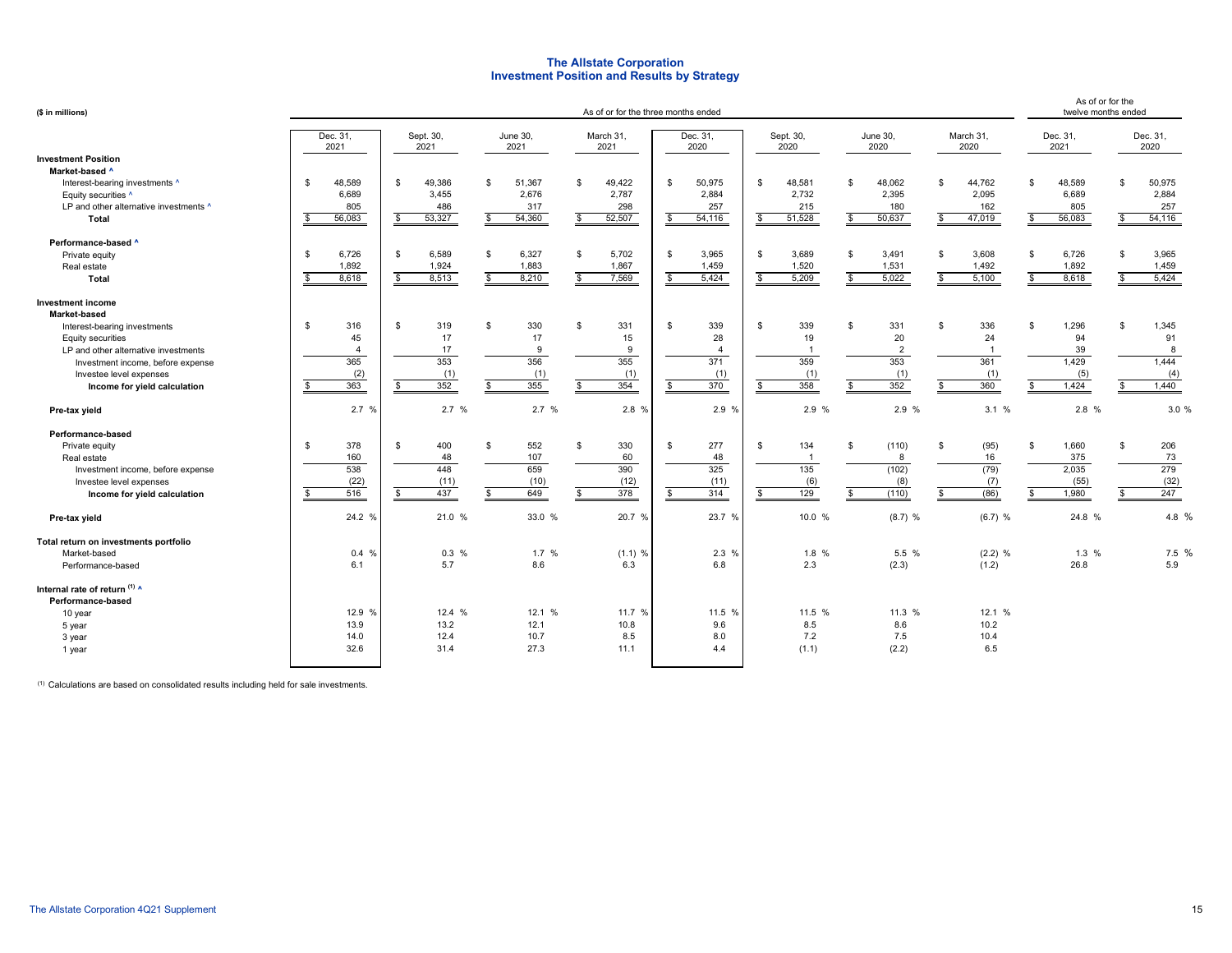# The Allstate Corporation
## Investment Position and Results by Strategy

| ($ in millions) | As of or for the three months ended | | | | | | | | As of or for the twelve months ended | |
|---|---|---|---|---|---|---|---|---|---|---|
| | Dec. 31, 2021 | Sept. 30, 2021 | June 30, 2021 | March 31, 2021 | Dec. 31, 2020 | Sept. 30, 2020 | June 30, 2020 | March 31, 2020 | Dec. 31, 2021 | Dec. 31, 2020 |
| **Investment Position** | | | | | | | | | | |
| **Market-based ^** | | | | | | | | | | |
| Interest-bearing investments ^ | $ 48,589 | $ 49,386 | $ 51,367 | $ 49,422 | $ 50,975 | $ 48,581 | $ 48,062 | $ 44,762 | $ 48,589 | $ 50,975 |
| Equity securities ^ | 6,689 | 3,455 | 2,676 | 2,787 | 2,884 | 2,732 | 2,395 | 2,095 | 6,689 | 2,884 |
| LP and other alternative investments ^ | 805 | 486 | 317 | 298 | 257 | 215 | 180 | 162 | 805 | 257 |
| **Total** | $ 56,083 | $ 53,327 | $ 54,360 | $ 52,507 | $ 54,116 | $ 51,528 | $ 50,637 | $ 47,019 | $ 56,083 | $ 54,116 |
| **Performance-based ^** | | | | | | | | | | |
| Private equity | $ 6,726 | $ 6,589 | $ 6,327 | $ 5,702 | $ 3,965 | $ 3,689 | $ 3,491 | $ 3,608 | $ 6,726 | $ 3,965 |
| Real estate | 1,892 | 1,924 | 1,883 | 1,867 | 1,459 | 1,520 | 1,531 | 1,492 | 1,892 | 1,459 |
| **Total** | $ 8,618 | $ 8,513 | $ 8,210 | $ 7,569 | $ 5,424 | $ 5,209 | $ 5,022 | $ 5,100 | $ 8,618 | $ 5,424 |
| **Investment income** | | | | | | | | | | |
| **Market-based** | | | | | | | | | | |
| Interest-bearing investments | $ 316 | $ 319 | $ 330 | $ 331 | $ 339 | $ 339 | $ 331 | $ 336 | $ 1,296 | $ 1,345 |
| Equity securities | 45 | 17 | 17 | 15 | 28 | 19 | 20 | 24 | 94 | 91 |
| LP and other alternative investments | 4 | 17 | 9 | 9 | 4 | 1 | 2 | 1 | 39 | 8 |
| Investment income, before expense | 365 | 353 | 356 | 355 | 371 | 359 | 353 | 361 | 1,429 | 1,444 |
| Investee level expenses | (2) | (1) | (1) | (1) | (1) | (1) | (1) | (1) | (5) | (4) |
| **Income for yield calculation** | $ 363 | $ 352 | $ 355 | $ 354 | $ 370 | $ 358 | $ 352 | $ 360 | $ 1,424 | $ 1,440 |
| **Pre-tax yield** | 2.7 % | 2.7 % | 2.7 % | 2.8 % | 2.9 % | 2.9 % | 2.9 % | 3.1 % | 2.8 % | 3.0 % |
| **Performance-based** | | | | | | | | | | |
| Private equity | $ 378 | $ 400 | $ 552 | $ 330 | $ 277 | $ 134 | $ (110) | $ (95) | $ 1,660 | $ 206 |
| Real estate | 160 | 48 | 107 | 60 | 48 | 1 | 8 | 16 | 375 | 73 |
| Investment income, before expense | 538 | 448 | 659 | 390 | 325 | 135 | (102) | (79) | 2,035 | 279 |
| Investee level expenses | (22) | (11) | (10) | (12) | (11) | (6) | (8) | (7) | (55) | (32) |
| **Income for yield calculation** | $ 516 | $ 437 | $ 649 | $ 378 | $ 314 | $ 129 | $ (110) | $ (86) | $ 1,980 | $ 247 |
| **Pre-tax yield** | 24.2 % | 21.0 % | 33.0 % | 20.7 % | 23.7 % | 10.0 % | (8.7) % | (6.7) % | 24.8 % | 4.8 % |
| **Total return on investments portfolio** | | | | | | | | | | |
| Market-based | 0.4 % | 0.3 % | 1.7 % | (1.1) % | 2.3 % | 1.8 % | 5.5 % | (2.2) % | 1.3 % | 7.5 % |
| Performance-based | 6.1 | 5.7 | 8.6 | 6.3 | 6.8 | 2.3 | (2.3) | (1.2) | 26.8 | 5.9 |
| **Internal rate of return [(1)] ^** | | | | | | | | | | |
| **Performance-based** | | | | | | | | | | |
| 10 year | 12.9 % | 12.4 % | 12.1 % | 11.7 % | 11.5 % | 11.5 % | 11.3 % | 12.1 % | | |
| 5 year | 13.9 | 13.2 | 12.1 | 10.8 | 9.6 | 8.5 | 8.6 | 10.2 | | |
| 3 year | 14.0 | 12.4 | 10.7 | 8.5 | 8.0 | 7.2 | 7.5 | 10.4 | | |
| 1 year | 32.6 | 31.4 | 27.3 | 11.1 | 4.4 | (1.1) | (2.2) | 6.5 | | |

(1) Calculations are based on consolidated results including held for sale investments.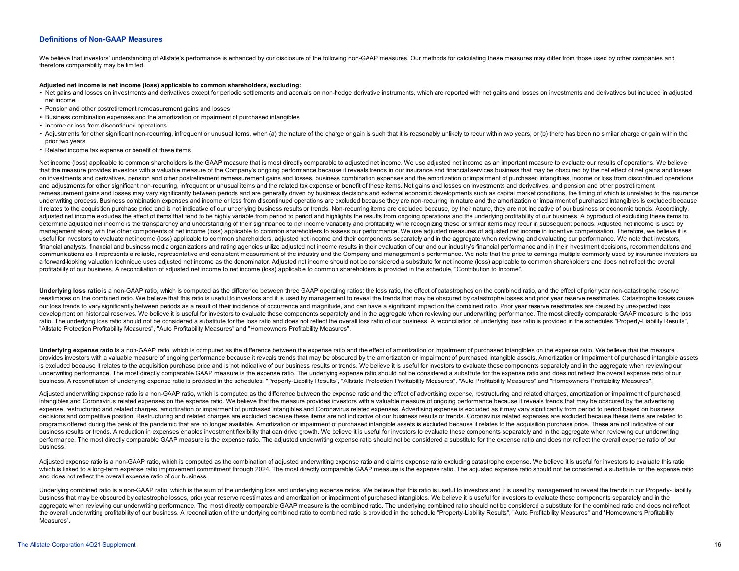## Definitions of Non-GAAP Measures

We believe that investors' understanding of Allstate's performance is enhanced by our disclosure of the following non-GAAP measures. Our methods for calculating these measures may differ from those used by other companies and therefore comparability may be limited.

**Adjusted net income is net income (loss) applicable to common shareholders, excluding:**

- Net gains and losses on investments and derivatives except for periodic settlements and accruals on non-hedge derivative instruments, which are reported with net gains and losses on investments and derivatives but included in adjusted net income
- Pension and other postretirement remeasurement gains and losses
- Business combination expenses and the amortization or impairment of purchased intangibles
- Income or loss from discontinued operations
- Adjustments for other significant non-recurring, infrequent or unusual items, when (a) the nature of the charge or gain is such that it is reasonably unlikely to recur within two years, or (b) there has been no similar charge or gain within the prior two years
- Related income tax expense or benefit of these items

Net income (loss) applicable to common shareholders is the GAAP measure that is most directly comparable to adjusted net income. We use adjusted net income as an important measure to evaluate our results of operations. We believe that the measure provides investors with a valuable measure of the Company's ongoing performance because it reveals trends in our insurance and financial services business that may be obscured by the net effect of net gains and losses on investments and derivatives, pension and other postretirement remeasurement gains and losses, business combination expenses and the amortization or impairment of purchased intangibles, income or loss from discontinued operations and adjustments for other significant non-recurring, infrequent or unusual items and the related tax expense or benefit of these items. Net gains and losses on investments and derivatives, and pension and other postretirement remeasurement gains and losses may vary significantly between periods and are generally driven by business decisions and external economic developments such as capital market conditions, the timing of which is unrelated to the insurance underwriting process. Business combination expenses and income or loss from discontinued operations are excluded because they are non-recurring in nature and the amortization or impairment of purchased intangibles is excluded because it relates to the acquisition purchase price and is not indicative of our underlying business results or trends. Non-recurring items are excluded because, by their nature, they are not indicative of our business or economic trends. Accordingly, adjusted net income excludes the effect of items that tend to be highly variable from period to period and highlights the results from ongoing operations and the underlying profitability of our business. A byproduct of excluding these items to determine adjusted net income is the transparency and understanding of their significance to net income variability and profitability while recognizing these or similar items may recur in subsequent periods. Adjusted net income is used by management along with the other components of net income (loss) applicable to common shareholders to assess our performance. We use adjusted measures of adjusted net income in incentive compensation. Therefore, we believe it is useful for investors to evaluate net income (loss) applicable to common shareholders, adjusted net income and their components separately and in the aggregate when reviewing and evaluating our performance. We note that investors, financial analysts, financial and business media organizations and rating agencies utilize adjusted net income results in their evaluation of our and our industry's financial performance and in their investment decisions, recommendations and communications as it represents a reliable, representative and consistent measurement of the industry and the Company and management's performance. We note that the price to earnings multiple commonly used by insurance investors as a forward-looking valuation technique uses adjusted net income as the denominator. Adjusted net income should not be considered a substitute for net income (loss) applicable to common shareholders and does not reflect the overall profitability of our business. A reconciliation of adjusted net income to net income (loss) applicable to common shareholders is provided in the schedule, "Contribution to Income".

**Underlying loss ratio** is a non-GAAP ratio, which is computed as the difference between three GAAP operating ratios: the loss ratio, the effect of catastrophes on the combined ratio, and the effect of prior year non-catastrophe reserve reestimates on the combined ratio. We believe that this ratio is useful to investors and it is used by management to reveal the trends that may be obscured by catastrophe losses and prior year reserve reestimates. Catastrophe losses cause our loss trends to vary significantly between periods as a result of their incidence of occurrence and magnitude, and can have a significant impact on the combined ratio. Prior year reserve reestimates are caused by unexpected loss development on historical reserves. We believe it is useful for investors to evaluate these components separately and in the aggregate when reviewing our underwriting performance. The most directly comparable GAAP measure is the loss ratio. The underlying loss ratio should not be considered a substitute for the loss ratio and does not reflect the overall loss ratio of our business. A reconciliation of underlying loss ratio is provided in the schedules "Property-Liability Results", "Allstate Protection Profitability Measures", "Auto Profitability Measures" and "Homeowners Profitability Measures".

**Underlying expense ratio** is a non-GAAP ratio, which is computed as the difference between the expense ratio and the effect of amortization or impairment of purchased intangibles on the expense ratio. We believe that the measure provides investors with a valuable measure of ongoing performance because it reveals trends that may be obscured by the amortization or impairment of purchased intangible assets. Amortization or Impairment of purchased intangible assets is excluded because it relates to the acquisition purchase price and is not indicative of our business results or trends. We believe it is useful for investors to evaluate these components separately and in the aggregate when reviewing our underwriting performance. The most directly comparable GAAP measure is the expense ratio. The underlying expense ratio should not be considered a substitute for the expense ratio and does not reflect the overall expense ratio of our business. A reconciliation of underlying expense ratio is provided in the schedules "Property-Liability Results", "Allstate Protection Profitability Measures", "Auto Profitability Measures" and "Homeowners Profitability Measures".

Adjusted underwriting expense ratio is a non-GAAP ratio, which is computed as the difference between the expense ratio and the effect of advertising expense, restructuring and related charges, amortization or impairment of purchased intangibles and Coronavirus related expenses on the expense ratio. We believe that the measure provides investors with a valuable measure of ongoing performance because it reveals trends that may be obscured by the advertising expense, restructuring and related charges, amortization or impairment of purchased intangibles and Coronavirus related expenses. Advertising expense is excluded as it may vary significantly from period to period based on business decisions and competitive position. Restructuring and related charges are excluded because these items are not indicative of our business results or trends. Coronavirus related expenses are excluded because these items are related to programs offered during the peak of the pandemic that are no longer available. Amortization or impairment of purchased intangible assets is excluded because it relates to the acquisition purchase price. These are not indicative of our business results or trends. A reduction in expenses enables investment flexibility that can drive growth. We believe it is useful for investors to evaluate these components separately and in the aggregate when reviewing our underwriting performance. The most directly comparable GAAP measure is the expense ratio. The adjusted underwriting expense ratio should not be considered a substitute for the expense ratio and does not reflect the overall expense ratio of our business.

Adjusted expense ratio is a non-GAAP ratio, which is computed as the combination of adjusted underwriting expense ratio and claims expense ratio excluding catastrophe expense. We believe it is useful for investors to evaluate this ratio which is linked to a long-term expense ratio improvement commitment through 2024. The most directly comparable GAAP measure is the expense ratio. The adjusted expense ratio should not be considered a substitute for the expense ratio and does not reflect the overall expense ratio of our business.

Underlying combined ratio is a non-GAAP ratio, which is the sum of the underlying loss and underlying expense ratios. We believe that this ratio is useful to investors and it is used by management to reveal the trends in our Property-Liability business that may be obscured by catastrophe losses, prior year reserve reestimates and amortization or impairment of purchased intangibles. We believe it is useful for investors to evaluate these components separately and in the aggregate when reviewing our underwriting performance. The most directly comparable GAAP measure is the combined ratio. The underlying combined ratio should not be considered a substitute for the combined ratio and does not reflect the overall underwriting profitability of our business. A reconciliation of the underlying combined ratio to combined ratio is provided in the schedule "Property-Liability Results", "Auto Profitability Measures" and "Homeowners Profitability Measures".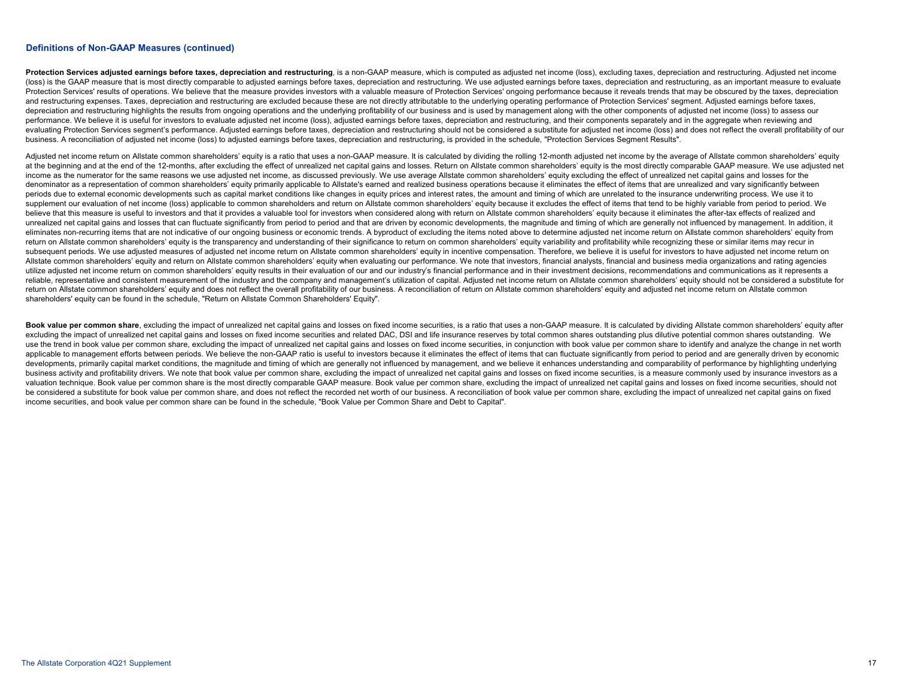## Definitions of Non-GAAP Measures (continued)

**Protection Services adjusted earnings before taxes, depreciation and restructuring**, is a non-GAAP measure, which is computed as adjusted net income (loss), excluding taxes, depreciation and restructuring. Adjusted net income (loss) is the GAAP measure that is most directly comparable to adjusted earnings before taxes, depreciation and restructuring. We use adjusted earnings before taxes, depreciation and restructuring, as an important measure to evaluate Protection Services' results of operations. We believe that the measure provides investors with a valuable measure of Protection Services' ongoing performance because it reveals trends that may be obscured by the taxes, depreciation and restructuring expenses. Taxes, depreciation and restructuring are excluded because these are not directly attributable to the underlying operating performance of Protection Services' segment. Adjusted earnings before taxes, depreciation and restructuring highlights the results from ongoing operations and the underlying profitability of our business and is used by management along with the other components of adjusted net income (loss) to assess our performance. We believe it is useful for investors to evaluate adjusted net income (loss), adjusted earnings before taxes, depreciation and restructuring, and their components separately and in the aggregate when reviewing and evaluating Protection Services segment's performance. Adjusted earnings before taxes, depreciation and restructuring should not be considered a substitute for adjusted net income (loss) and does not reflect the overall profitability of our business. A reconciliation of adjusted net income (loss) to adjusted earnings before taxes, depreciation and restructuring, is provided in the schedule, "Protection Services Segment Results".

Adjusted net income return on Allstate common shareholders' equity is a ratio that uses a non-GAAP measure. It is calculated by dividing the rolling 12-month adjusted net income by the average of Allstate common shareholders' equity at the beginning and at the end of the 12-months, after excluding the effect of unrealized net capital gains and losses. Return on Allstate common shareholders' equity is the most directly comparable GAAP measure. We use adjusted net income as the numerator for the same reasons we use adjusted net income, as discussed previously. We use average Allstate common shareholders' equity excluding the effect of unrealized net capital gains and losses for the denominator as a representation of common shareholders' equity primarily applicable to Allstate's earned and realized business operations because it eliminates the effect of items that are unrealized and vary significantly between periods due to external economic developments such as capital market conditions like changes in equity prices and interest rates, the amount and timing of which are unrelated to the insurance underwriting process. We use it to supplement our evaluation of net income (loss) applicable to common shareholders and return on Allstate common shareholders' equity because it excludes the effect of items that tend to be highly variable from period to period. We believe that this measure is useful to investors and that it provides a valuable tool for investors when considered along with return on Allstate common shareholders' equity because it eliminates the after-tax effects of realized and unrealized net capital gains and losses that can fluctuate significantly from period to period and that are driven by economic developments, the magnitude and timing of which are generally not influenced by management. In addition, it eliminates non-recurring items that are not indicative of our ongoing business or economic trends. A byproduct of excluding the items noted above to determine adjusted net income return on Allstate common shareholders' equity from return on Allstate common shareholders' equity is the transparency and understanding of their significance to return on common shareholders' equity variability and profitability while recognizing these or similar items may recur in subsequent periods. We use adjusted measures of adjusted net income return on Allstate common shareholders' equity in incentive compensation. Therefore, we believe it is useful for investors to have adjusted net income return on Allstate common shareholders' equity and return on Allstate common shareholders' equity when evaluating our performance. We note that investors, financial analysts, financial and business media organizations and rating agencies utilize adjusted net income return on common shareholders' equity results in their evaluation of our and our industry's financial performance and in their investment decisions, recommendations and communications as it represents a reliable, representative and consistent measurement of the industry and the company and management's utilization of capital. Adjusted net income return on Allstate common shareholders' equity should not be considered a substitute for return on Allstate common shareholders' equity and does not reflect the overall profitability of our business. A reconciliation of return on Allstate common shareholders' equity and adjusted net income return on Allstate common shareholders' equity can be found in the schedule, "Return on Allstate Common Shareholders' Equity".

**Book value per common share**, excluding the impact of unrealized net capital gains and losses on fixed income securities, is a ratio that uses a non-GAAP measure. It is calculated by dividing Allstate common shareholders' equity after excluding the impact of unrealized net capital gains and losses on fixed income securities and related DAC, DSI and life insurance reserves by total common shares outstanding plus dilutive potential common shares outstanding. We use the trend in book value per common share, excluding the impact of unrealized net capital gains and losses on fixed income securities, in conjunction with book value per common share to identify and analyze the change in net worth applicable to management efforts between periods. We believe the non-GAAP ratio is useful to investors because it eliminates the effect of items that can fluctuate significantly from period to period and are generally driven by economic developments, primarily capital market conditions, the magnitude and timing of which are generally not influenced by management, and we believe it enhances understanding and comparability of performance by highlighting underlying business activity and profitability drivers. We note that book value per common share, excluding the impact of unrealized net capital gains and losses on fixed income securities, is a measure commonly used by insurance investors as a valuation technique. Book value per common share is the most directly comparable GAAP measure. Book value per common share, excluding the impact of unrealized net capital gains and losses on fixed income securities, should not be considered a substitute for book value per common share, and does not reflect the recorded net worth of our business. A reconciliation of book value per common share, excluding the impact of unrealized net capital gains on fixed income securities, and book value per common share can be found in the schedule, "Book Value per Common Share and Debt to Capital".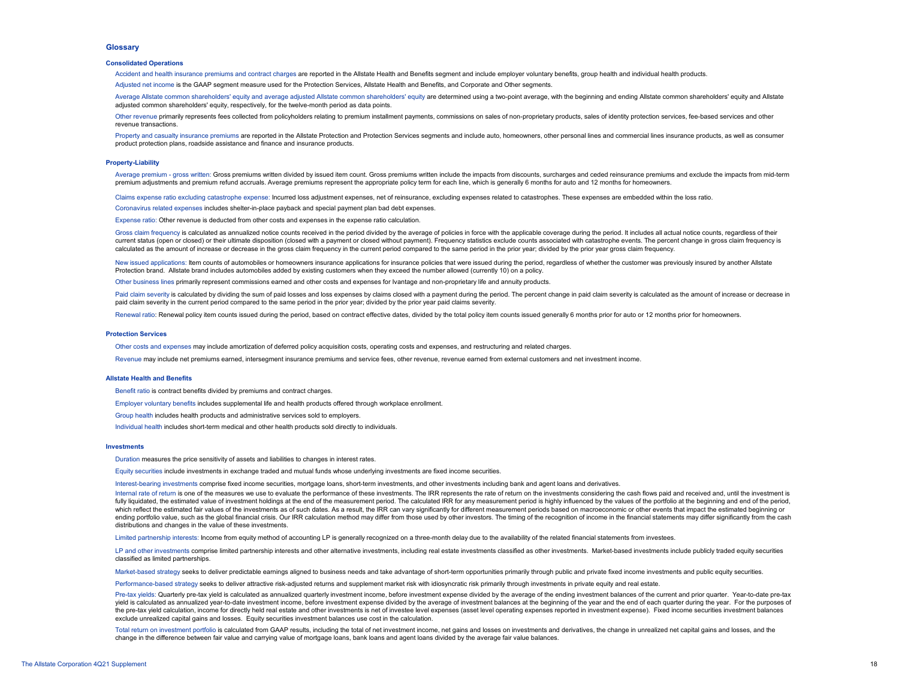# Glossary

## Consolidated Operations

Accident and health insurance premiums and contract charges are reported in the Allstate Health and Benefits segment and include employer voluntary benefits, group health and individual health products.

Adjusted net income is the GAAP segment measure used for the Protection Services, Allstate Health and Benefits, and Corporate and Other segments.

Average Allstate common shareholders' equity and average adjusted Allstate common shareholders' equity are determined using a two-point average, with the beginning and ending Allstate common shareholders' equity and Allstate adjusted common shareholders' equity, respectively, for the twelve-month period as data points.

Other revenue primarily represents fees collected from policyholders relating to premium installment payments, commissions on sales of non-proprietary products, sales of identity protection services, fee-based services and other revenue transactions.

Property and casualty insurance premiums are reported in the Allstate Protection and Protection Services segments and include auto, homeowners, other personal lines and commercial lines insurance products, as well as consumer product protection plans, roadside assistance and finance and insurance products.

## Property-Liability

Average premium - gross written: Gross premiums written divided by issued item count. Gross premiums written include the impacts from discounts, surcharges and ceded reinsurance premiums and exclude the impacts from mid-term premium adjustments and premium refund accruals. Average premiums represent the appropriate policy term for each line, which is generally 6 months for auto and 12 months for homeowners.

Claims expense ratio excluding catastrophe expense: Incurred loss adjustment expenses, net of reinsurance, excluding expenses related to catastrophes. These expenses are embedded within the loss ratio.

Coronavirus related expenses includes shelter-in-place payback and special payment plan bad debt expenses.

Expense ratio: Other revenue is deducted from other costs and expenses in the expense ratio calculation.

Gross claim frequency is calculated as annualized notice counts received in the period divided by the average of policies in force with the applicable coverage during the period. It includes all actual notice counts, regardless of their current status (open or closed) or their ultimate disposition (closed with a payment or closed without payment). Frequency statistics exclude counts associated with catastrophe events. The percent change in gross claim frequency is calculated as the amount of increase or decrease in the gross claim frequency in the current period compared to the same period in the prior year; divided by the prior year gross claim frequency.

New issued applications: Item counts of automobiles or homeowners insurance applications for insurance policies that were issued during the period, regardless of whether the customer was previously insured by another Allstate Protection brand. Allstate brand includes automobiles added by existing customers when they exceed the number allowed (currently 10) on a policy.

Other business lines primarily represent commissions earned and other costs and expenses for Ivantage and non-proprietary life and annuity products.

Paid claim severity is calculated by dividing the sum of paid losses and loss expenses by claims closed with a payment during the period. The percent change in paid claim severity is calculated as the amount of increase or decrease in paid claim severity in the current period compared to the same period in the prior year; divided by the prior year paid claims severity.

Renewal ratio: Renewal policy item counts issued during the period, based on contract effective dates, divided by the total policy item counts issued generally 6 months prior for auto or 12 months prior for homeowners.

## Protection Services

Other costs and expenses may include amortization of deferred policy acquisition costs, operating costs and expenses, and restructuring and related charges.

Revenue may include net premiums earned, intersegment insurance premiums and service fees, other revenue, revenue earned from external customers and net investment income.

## Allstate Health and Benefits

Benefit ratio is contract benefits divided by premiums and contract charges.

Employer voluntary benefits includes supplemental life and health products offered through workplace enrollment.

Group health includes health products and administrative services sold to employers.

Individual health includes short-term medical and other health products sold directly to individuals.

## Investments

Duration measures the price sensitivity of assets and liabilities to changes in interest rates.

Equity securities include investments in exchange traded and mutual funds whose underlying investments are fixed income securities.

Interest-bearing investments comprise fixed income securities, mortgage loans, short-term investments, and other investments including bank and agent loans and derivatives.

Internal rate of return is one of the measures we use to evaluate the performance of these investments. The IRR represents the rate of return on the investments considering the cash flows paid and received and, until the investment is fully liquidated, the estimated value of investment holdings at the end of the measurement period. The calculated IRR for any measurement period is highly influenced by the values of the portfolio at the beginning and end of the period, which reflect the estimated fair values of the investments as of such dates. As a result, the IRR can vary significantly for different measurement periods based on macroeconomic or other events that impact the estimated beginning or ending portfolio value, such as the global financial crisis. Our IRR calculation method may differ from those used by other investors. The timing of the recognition of income in the financial statements may differ significantly from the cash distributions and changes in the value of these investments.

Limited partnership interests: Income from equity method of accounting LP is generally recognized on a three-month delay due to the availability of the related financial statements from investees.

LP and other investments comprise limited partnership interests and other alternative investments, including real estate investments classified as other investments. Market-based investments include publicly traded equity securities classified as limited partnerships.

Market-based strategy seeks to deliver predictable earnings aligned to business needs and take advantage of short-term opportunities primarily through public and private fixed income investments and public equity securities.

Performance-based strategy seeks to deliver attractive risk-adjusted returns and supplement market risk with idiosyncratic risk primarily through investments in private equity and real estate.

Pre-tax yields: Quarterly pre-tax yield is calculated as annualized quarterly investment income, before investment expense divided by the average of the ending investment balances of the current and prior quarter. Year-to-date pre-tax yield is calculated as annualized year-to-date investment income, before investment expense divided by the average of investment balances at the beginning of the year and the end of each quarter during the year. For the purposes of the pre-tax yield calculation, income for directly held real estate and other investments is net of investee level expenses (asset level operating expenses reported in investment expense). Fixed income securities investment balances exclude unrealized capital gains and losses. Equity securities investment balances use cost in the calculation.

Total return on investment portfolio is calculated from GAAP results, including the total of net investment income, net gains and losses on investments and derivatives, the change in unrealized net capital gains and losses, and the change in the difference between fair value and carrying value of mortgage loans, bank loans and agent loans divided by the average fair value balances.